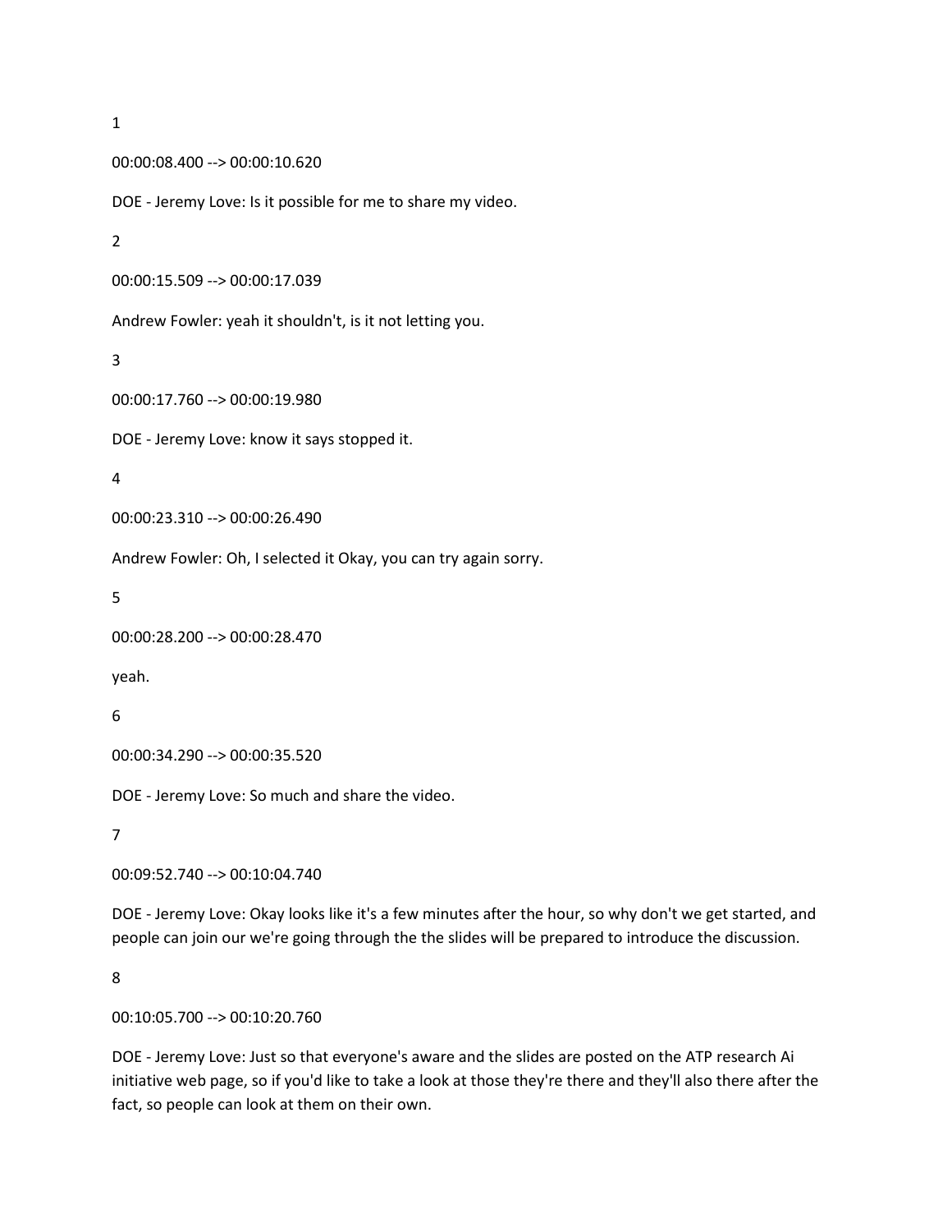1

00:00:08.400 --> 00:00:10.620

DOE - Jeremy Love: Is it possible for me to share my video.

2

00:00:15.509 --> 00:00:17.039

Andrew Fowler: yeah it shouldn't, is it not letting you.

3

00:00:17.760 --> 00:00:19.980

DOE - Jeremy Love: know it says stopped it.

4

00:00:23.310 --> 00:00:26.490

Andrew Fowler: Oh, I selected it Okay, you can try again sorry.

5

00:00:28.200 --> 00:00:28.470

yeah.

6

00:00:34.290 --> 00:00:35.520

DOE - Jeremy Love: So much and share the video.

7

00:09:52.740 --> 00:10:04.740

DOE - Jeremy Love: Okay looks like it's a few minutes after the hour, so why don't we get started, and people can join our we're going through the the slides will be prepared to introduce the discussion.

8

00:10:05.700 --> 00:10:20.760

DOE - Jeremy Love: Just so that everyone's aware and the slides are posted on the ATP research Ai initiative web page, so if you'd like to take a look at those they're there and they'll also there after the fact, so people can look at them on their own.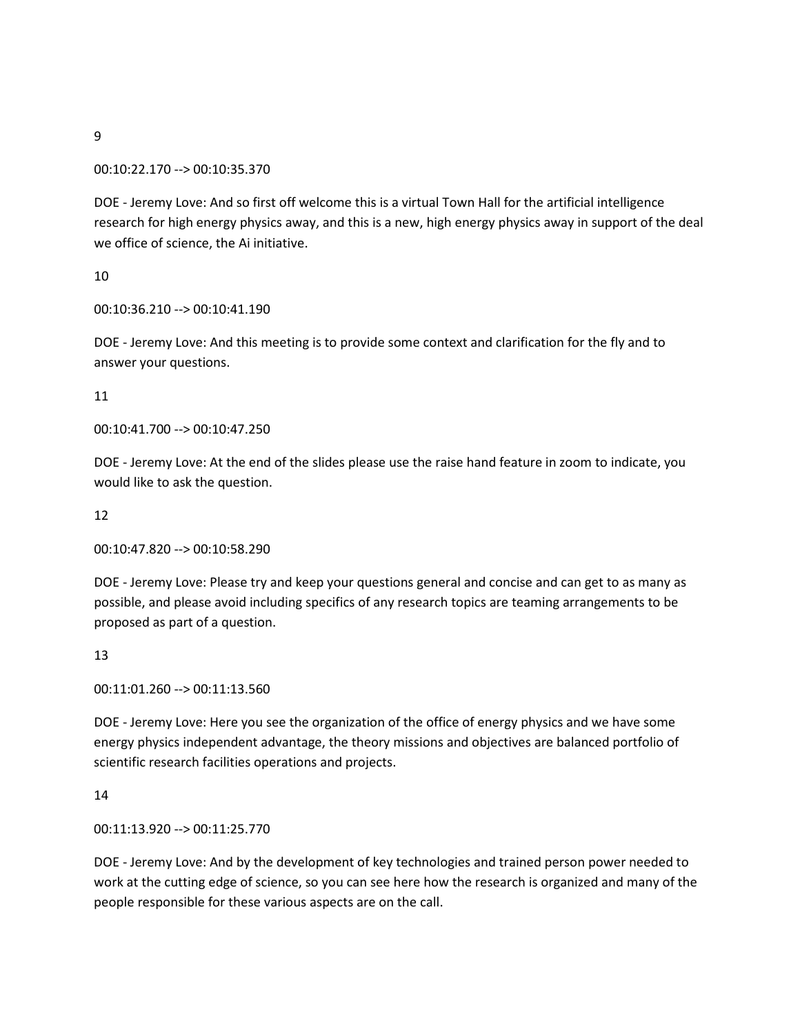9

00:10:22.170 --> 00:10:35.370

DOE - Jeremy Love: And so first off welcome this is a virtual Town Hall for the artificial intelligence research for high energy physics away, and this is a new, high energy physics away in support of the deal we office of science, the Ai initiative.

10

00:10:36.210 --> 00:10:41.190

DOE - Jeremy Love: And this meeting is to provide some context and clarification for the fly and to answer your questions.

11

00:10:41.700 --> 00:10:47.250

DOE - Jeremy Love: At the end of the slides please use the raise hand feature in zoom to indicate, you would like to ask the question.

12

00:10:47.820 --> 00:10:58.290

DOE - Jeremy Love: Please try and keep your questions general and concise and can get to as many as possible, and please avoid including specifics of any research topics are teaming arrangements to be proposed as part of a question.

13

00:11:01.260 --> 00:11:13.560

DOE - Jeremy Love: Here you see the organization of the office of energy physics and we have some energy physics independent advantage, the theory missions and objectives are balanced portfolio of scientific research facilities operations and projects.

14

00:11:13.920 --> 00:11:25.770

DOE - Jeremy Love: And by the development of key technologies and trained person power needed to work at the cutting edge of science, so you can see here how the research is organized and many of the people responsible for these various aspects are on the call.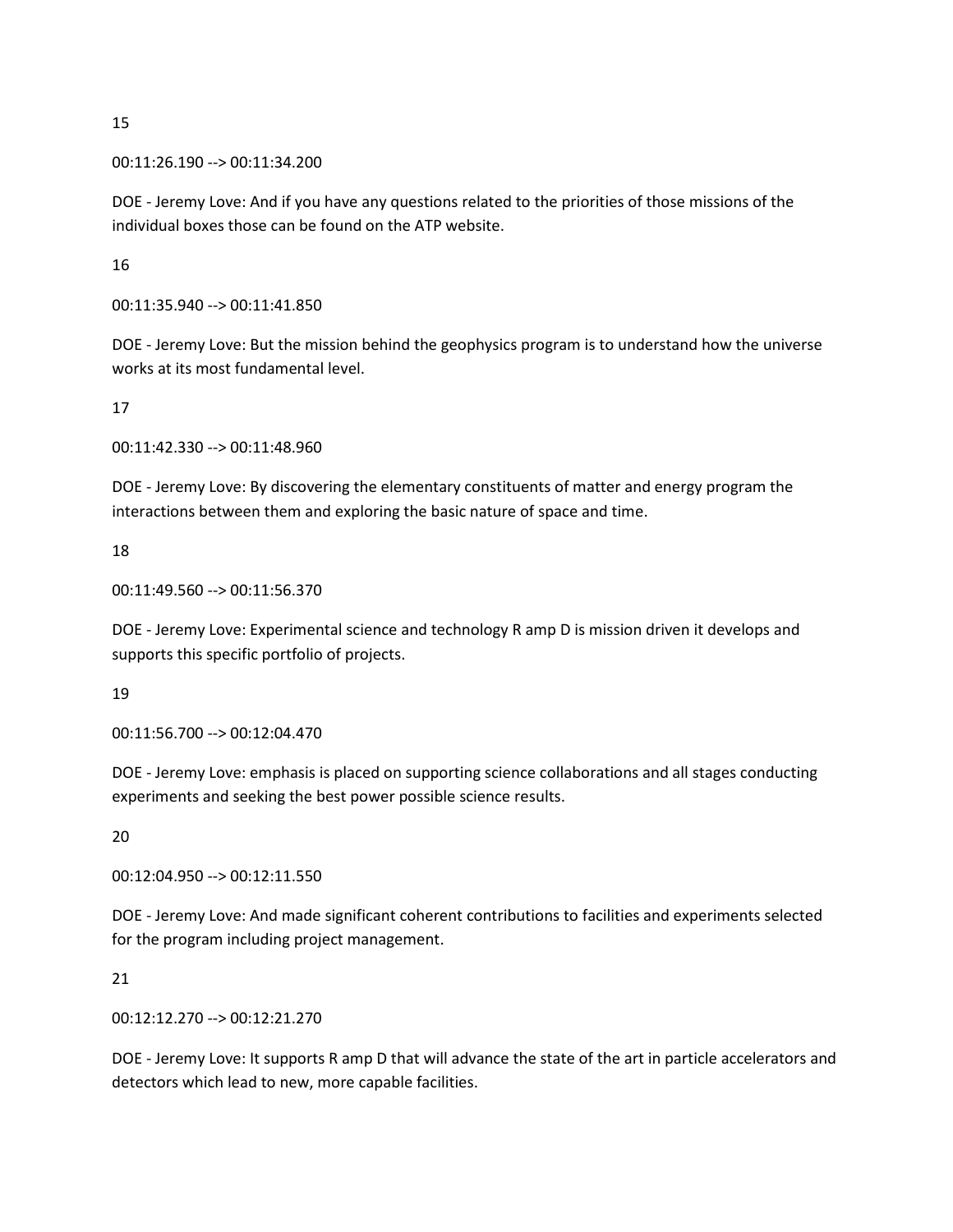15

00:11:26.190 --> 00:11:34.200

DOE - Jeremy Love: And if you have any questions related to the priorities of those missions of the individual boxes those can be found on the ATP website.

16

00:11:35.940 --> 00:11:41.850

DOE - Jeremy Love: But the mission behind the geophysics program is to understand how the universe works at its most fundamental level.

17

00:11:42.330 --> 00:11:48.960

DOE - Jeremy Love: By discovering the elementary constituents of matter and energy program the interactions between them and exploring the basic nature of space and time.

18

00:11:49.560 --> 00:11:56.370

DOE - Jeremy Love: Experimental science and technology R amp D is mission driven it develops and supports this specific portfolio of projects.

19

00:11:56.700 --> 00:12:04.470

DOE - Jeremy Love: emphasis is placed on supporting science collaborations and all stages conducting experiments and seeking the best power possible science results.

20

00:12:04.950 --> 00:12:11.550

DOE - Jeremy Love: And made significant coherent contributions to facilities and experiments selected for the program including project management.

21

00:12:12.270 --> 00:12:21.270

DOE - Jeremy Love: It supports R amp D that will advance the state of the art in particle accelerators and detectors which lead to new, more capable facilities.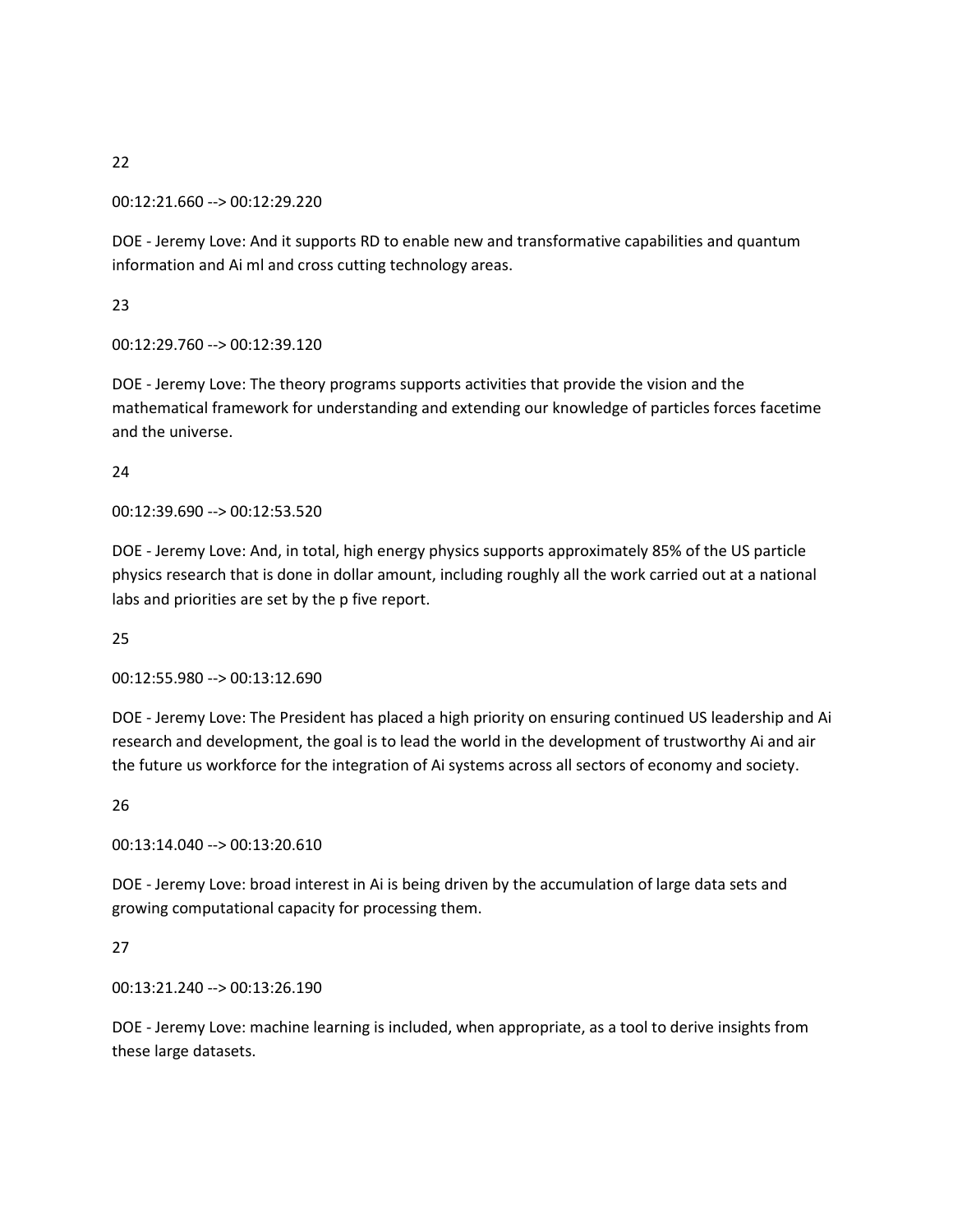22

00:12:21.660 --> 00:12:29.220

DOE - Jeremy Love: And it supports RD to enable new and transformative capabilities and quantum information and Ai ml and cross cutting technology areas.

23

00:12:29.760 --> 00:12:39.120

DOE - Jeremy Love: The theory programs supports activities that provide the vision and the mathematical framework for understanding and extending our knowledge of particles forces facetime and the universe.

24

00:12:39.690 --> 00:12:53.520

DOE - Jeremy Love: And, in total, high energy physics supports approximately 85% of the US particle physics research that is done in dollar amount, including roughly all the work carried out at a national labs and priorities are set by the p five report.

25

00:12:55.980 --> 00:13:12.690

DOE - Jeremy Love: The President has placed a high priority on ensuring continued US leadership and Ai research and development, the goal is to lead the world in the development of trustworthy Ai and air the future us workforce for the integration of Ai systems across all sectors of economy and society.

26

00:13:14.040 --> 00:13:20.610

DOE - Jeremy Love: broad interest in Ai is being driven by the accumulation of large data sets and growing computational capacity for processing them.

27

00:13:21.240 --> 00:13:26.190

DOE - Jeremy Love: machine learning is included, when appropriate, as a tool to derive insights from these large datasets.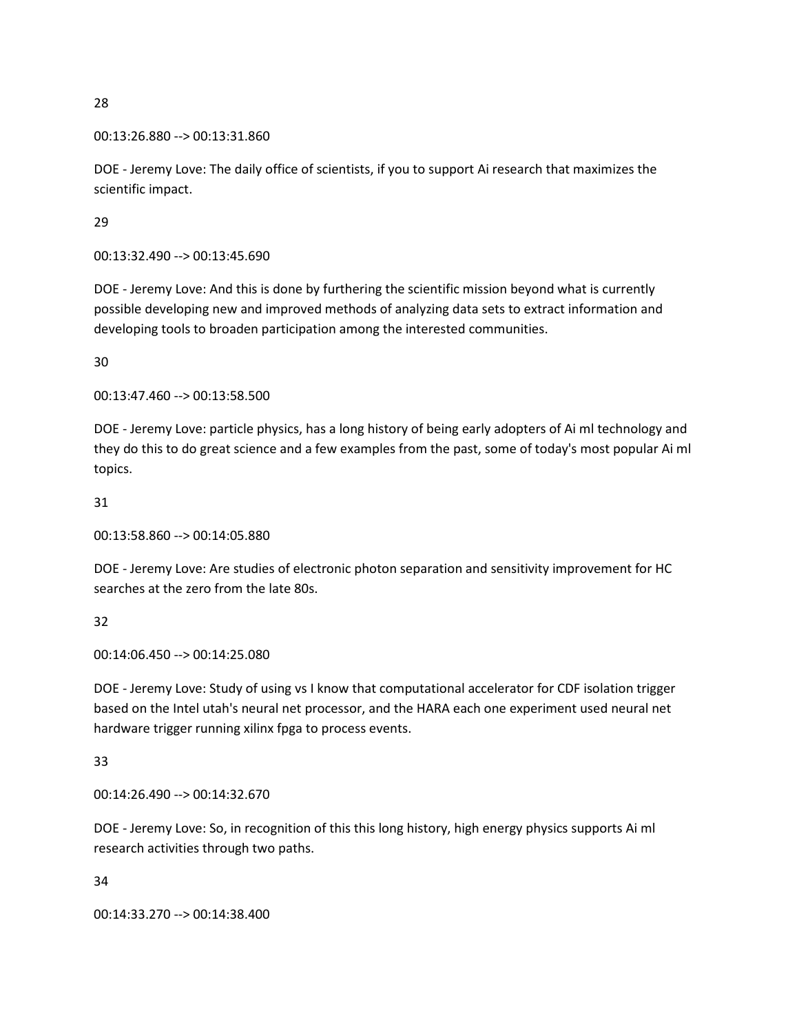28

00:13:26.880 --> 00:13:31.860

DOE - Jeremy Love: The daily office of scientists, if you to support Ai research that maximizes the scientific impact.

29

00:13:32.490 --> 00:13:45.690

DOE - Jeremy Love: And this is done by furthering the scientific mission beyond what is currently possible developing new and improved methods of analyzing data sets to extract information and developing tools to broaden participation among the interested communities.

30

00:13:47.460 --> 00:13:58.500

DOE - Jeremy Love: particle physics, has a long history of being early adopters of Ai ml technology and they do this to do great science and a few examples from the past, some of today's most popular Ai ml topics.

31

00:13:58.860 --> 00:14:05.880

DOE - Jeremy Love: Are studies of electronic photon separation and sensitivity improvement for HC searches at the zero from the late 80s.

32

00:14:06.450 --> 00:14:25.080

DOE - Jeremy Love: Study of using vs I know that computational accelerator for CDF isolation trigger based on the Intel utah's neural net processor, and the HARA each one experiment used neural net hardware trigger running xilinx fpga to process events.

33

00:14:26.490 --> 00:14:32.670

DOE - Jeremy Love: So, in recognition of this this long history, high energy physics supports Ai ml research activities through two paths.

34

00:14:33.270 --> 00:14:38.400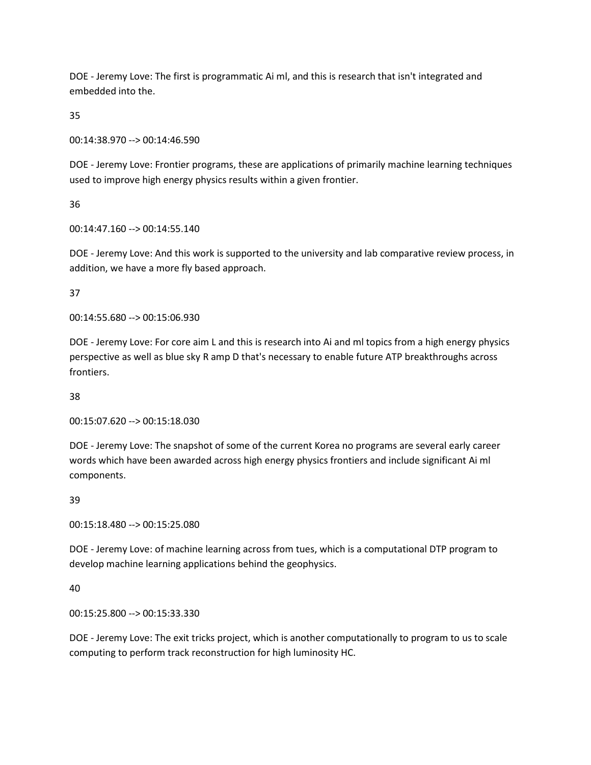DOE - Jeremy Love: The first is programmatic Ai ml, and this is research that isn't integrated and embedded into the.

35

00:14:38.970 --> 00:14:46.590

DOE - Jeremy Love: Frontier programs, these are applications of primarily machine learning techniques used to improve high energy physics results within a given frontier.

36

00:14:47.160 --> 00:14:55.140

DOE - Jeremy Love: And this work is supported to the university and lab comparative review process, in addition, we have a more fly based approach.

37

00:14:55.680 --> 00:15:06.930

DOE - Jeremy Love: For core aim L and this is research into Ai and ml topics from a high energy physics perspective as well as blue sky R amp D that's necessary to enable future ATP breakthroughs across frontiers.

38

00:15:07.620 --> 00:15:18.030

DOE - Jeremy Love: The snapshot of some of the current Korea no programs are several early career words which have been awarded across high energy physics frontiers and include significant Ai ml components.

39

00:15:18.480 --> 00:15:25.080

DOE - Jeremy Love: of machine learning across from tues, which is a computational DTP program to develop machine learning applications behind the geophysics.

40

00:15:25.800 --> 00:15:33.330

DOE - Jeremy Love: The exit tricks project, which is another computationally to program to us to scale computing to perform track reconstruction for high luminosity HC.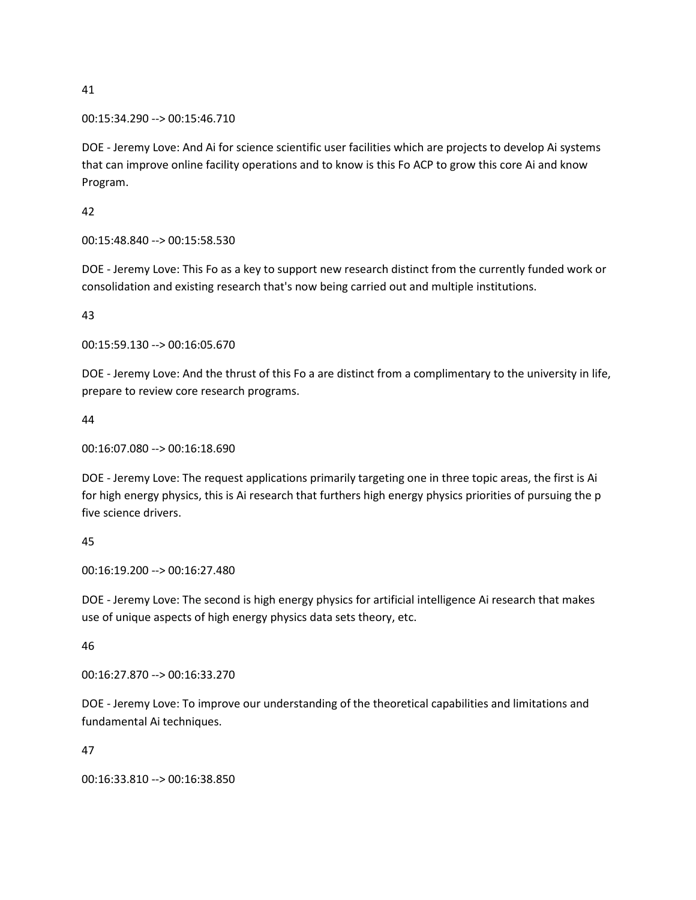41

00:15:34.290 --> 00:15:46.710

DOE - Jeremy Love: And Ai for science scientific user facilities which are projects to develop Ai systems that can improve online facility operations and to know is this Fo ACP to grow this core Ai and know Program.

42

00:15:48.840 --> 00:15:58.530

DOE - Jeremy Love: This Fo as a key to support new research distinct from the currently funded work or consolidation and existing research that's now being carried out and multiple institutions.

43

00:15:59.130 --> 00:16:05.670

DOE - Jeremy Love: And the thrust of this Fo a are distinct from a complimentary to the university in life, prepare to review core research programs.

44

00:16:07.080 --> 00:16:18.690

DOE - Jeremy Love: The request applications primarily targeting one in three topic areas, the first is Ai for high energy physics, this is Ai research that furthers high energy physics priorities of pursuing the p five science drivers.

45

00:16:19.200 --> 00:16:27.480

DOE - Jeremy Love: The second is high energy physics for artificial intelligence Ai research that makes use of unique aspects of high energy physics data sets theory, etc.

46

00:16:27.870 --> 00:16:33.270

DOE - Jeremy Love: To improve our understanding of the theoretical capabilities and limitations and fundamental Ai techniques.

47

00:16:33.810 --> 00:16:38.850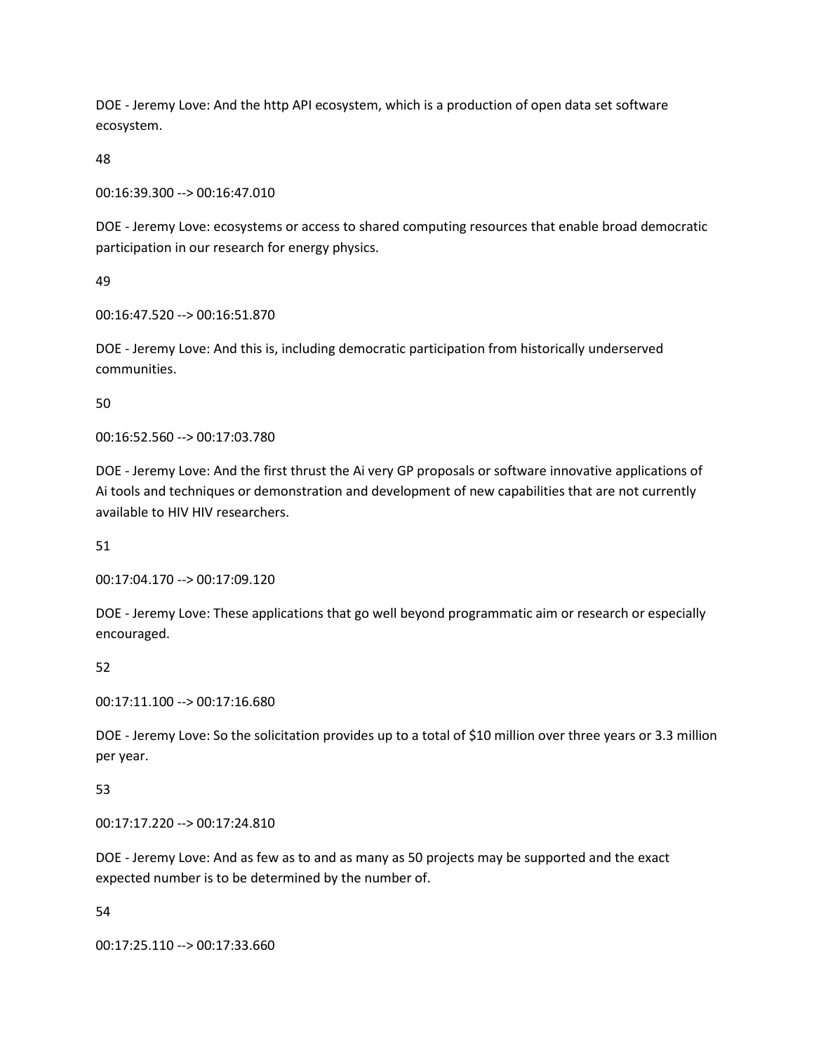DOE - Jeremy Love: And the http API ecosystem, which is a production of open data set software ecosystem.

48

00:16:39.300 --> 00:16:47.010

DOE - Jeremy Love: ecosystems or access to shared computing resources that enable broad democratic participation in our research for energy physics.

49

00:16:47.520 --> 00:16:51.870

DOE - Jeremy Love: And this is, including democratic participation from historically underserved communities.

50

00:16:52.560 --> 00:17:03.780

DOE - Jeremy Love: And the first thrust the Ai very GP proposals or software innovative applications of Ai tools and techniques or demonstration and development of new capabilities that are not currently available to HIV HIV researchers.

51

00:17:04.170 --> 00:17:09.120

DOE - Jeremy Love: These applications that go well beyond programmatic aim or research or especially encouraged.

52

00:17:11.100 --> 00:17:16.680

DOE - Jeremy Love: So the solicitation provides up to a total of $10 million over three years or 3.3 million per year.

53

00:17:17.220 --> 00:17:24.810

DOE - Jeremy Love: And as few as to and as many as 50 projects may be supported and the exact expected number is to be determined by the number of.

54

00:17:25.110 --> 00:17:33.660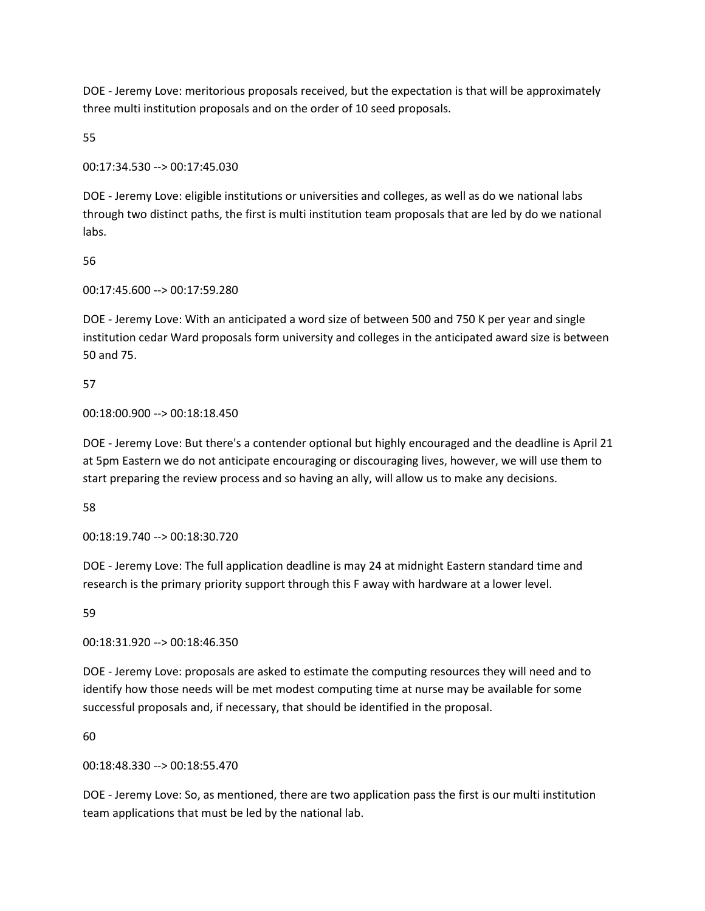DOE - Jeremy Love: meritorious proposals received, but the expectation is that will be approximately three multi institution proposals and on the order of 10 seed proposals.

55

00:17:34.530 --> 00:17:45.030

DOE - Jeremy Love: eligible institutions or universities and colleges, as well as do we national labs through two distinct paths, the first is multi institution team proposals that are led by do we national labs.

56

00:17:45.600 --> 00:17:59.280

DOE - Jeremy Love: With an anticipated a word size of between 500 and 750 K per year and single institution cedar Ward proposals form university and colleges in the anticipated award size is between 50 and 75.

57

00:18:00.900 --> 00:18:18.450

DOE - Jeremy Love: But there's a contender optional but highly encouraged and the deadline is April 21 at 5pm Eastern we do not anticipate encouraging or discouraging lives, however, we will use them to start preparing the review process and so having an ally, will allow us to make any decisions.

58

00:18:19.740 --> 00:18:30.720

DOE - Jeremy Love: The full application deadline is may 24 at midnight Eastern standard time and research is the primary priority support through this F away with hardware at a lower level.

59

00:18:31.920 --> 00:18:46.350

DOE - Jeremy Love: proposals are asked to estimate the computing resources they will need and to identify how those needs will be met modest computing time at nurse may be available for some successful proposals and, if necessary, that should be identified in the proposal.

60

00:18:48.330 --> 00:18:55.470

DOE - Jeremy Love: So, as mentioned, there are two application pass the first is our multi institution team applications that must be led by the national lab.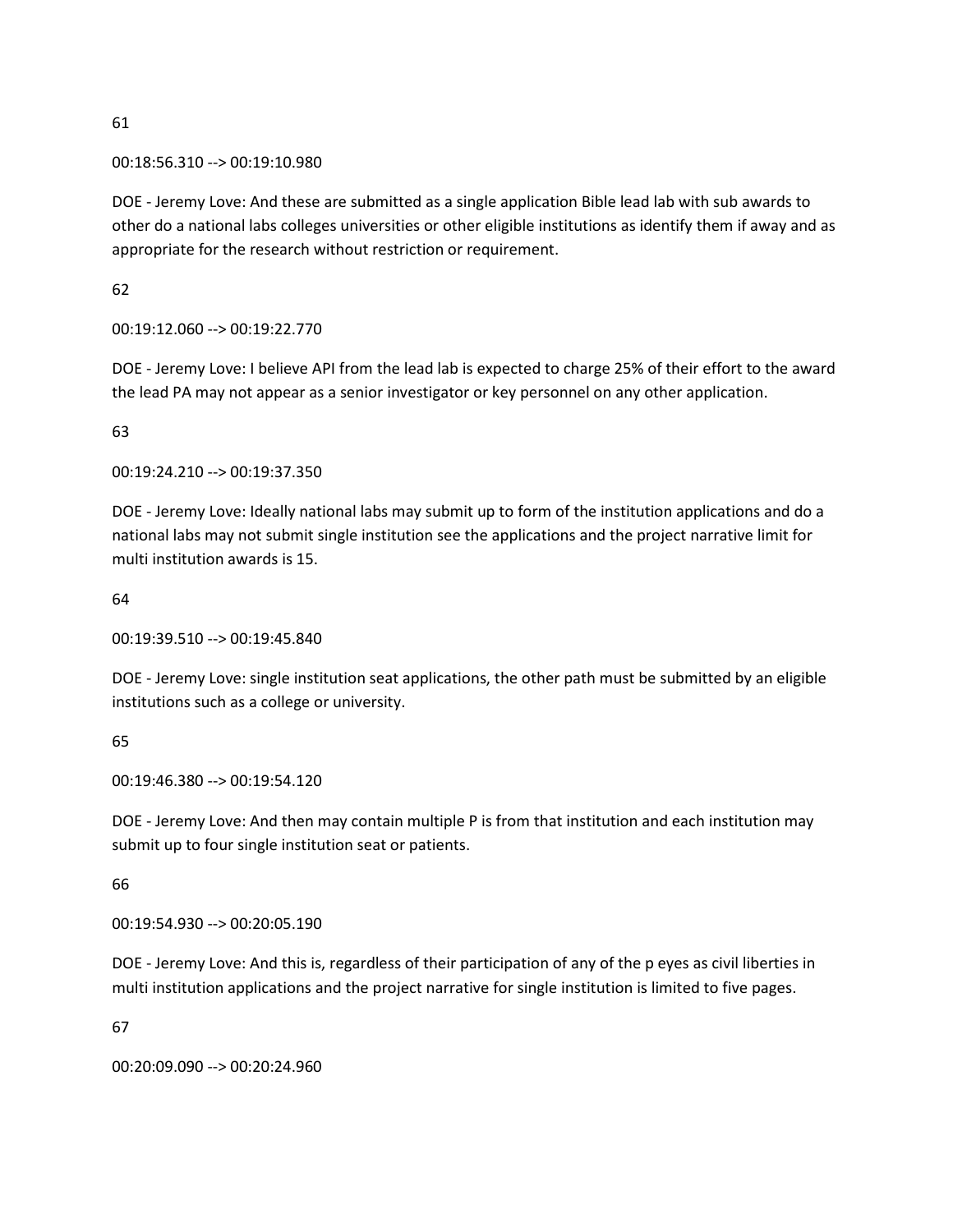61

00:18:56.310 --> 00:19:10.980

DOE - Jeremy Love: And these are submitted as a single application Bible lead lab with sub awards to other do a national labs colleges universities or other eligible institutions as identify them if away and as appropriate for the research without restriction or requirement.

62

00:19:12.060 --> 00:19:22.770

DOE - Jeremy Love: I believe API from the lead lab is expected to charge 25% of their effort to the award the lead PA may not appear as a senior investigator or key personnel on any other application.

63

00:19:24.210 --> 00:19:37.350

DOE - Jeremy Love: Ideally national labs may submit up to form of the institution applications and do a national labs may not submit single institution see the applications and the project narrative limit for multi institution awards is 15.

64

00:19:39.510 --> 00:19:45.840

DOE - Jeremy Love: single institution seat applications, the other path must be submitted by an eligible institutions such as a college or university.

65

00:19:46.380 --> 00:19:54.120

DOE - Jeremy Love: And then may contain multiple P is from that institution and each institution may submit up to four single institution seat or patients.

66

00:19:54.930 --> 00:20:05.190

DOE - Jeremy Love: And this is, regardless of their participation of any of the p eyes as civil liberties in multi institution applications and the project narrative for single institution is limited to five pages.

67

00:20:09.090 --> 00:20:24.960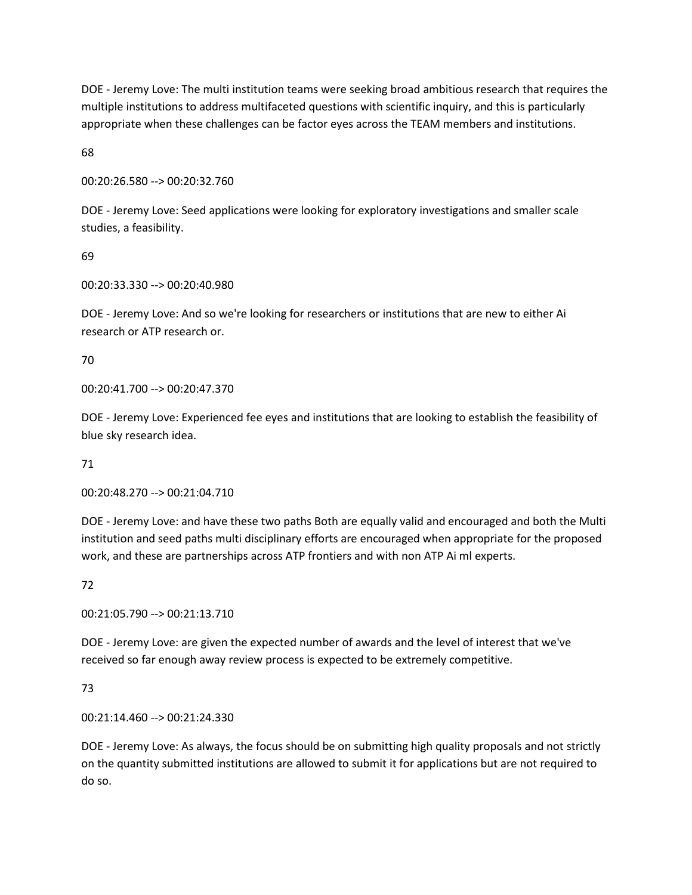DOE - Jeremy Love: The multi institution teams were seeking broad ambitious research that requires the multiple institutions to address multifaceted questions with scientific inquiry, and this is particularly appropriate when these challenges can be factor eyes across the TEAM members and institutions.

68

00:20:26.580 --> 00:20:32.760

DOE - Jeremy Love: Seed applications were looking for exploratory investigations and smaller scale studies, a feasibility.

69

00:20:33.330 --> 00:20:40.980

DOE - Jeremy Love: And so we're looking for researchers or institutions that are new to either Ai research or ATP research or.

70

00:20:41.700 --> 00:20:47.370

DOE - Jeremy Love: Experienced fee eyes and institutions that are looking to establish the feasibility of blue sky research idea.

71

00:20:48.270 --> 00:21:04.710

DOE - Jeremy Love: and have these two paths Both are equally valid and encouraged and both the Multi institution and seed paths multi disciplinary efforts are encouraged when appropriate for the proposed work, and these are partnerships across ATP frontiers and with non ATP Ai ml experts.

72

00:21:05.790 --> 00:21:13.710

DOE - Jeremy Love: are given the expected number of awards and the level of interest that we've received so far enough away review process is expected to be extremely competitive.

73

00:21:14.460 --> 00:21:24.330

DOE - Jeremy Love: As always, the focus should be on submitting high quality proposals and not strictly on the quantity submitted institutions are allowed to submit it for applications but are not required to do so.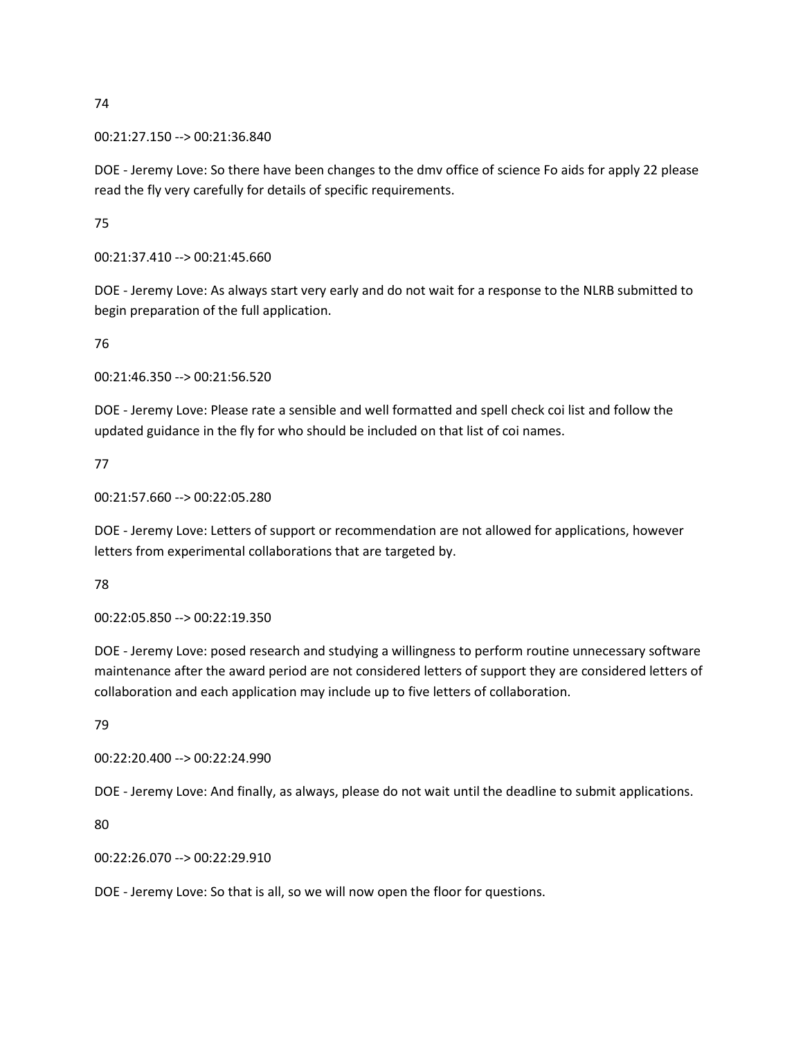74

00:21:27.150 --> 00:21:36.840

DOE - Jeremy Love: So there have been changes to the dmv office of science Fo aids for apply 22 please read the fly very carefully for details of specific requirements.

75

00:21:37.410 --> 00:21:45.660

DOE - Jeremy Love: As always start very early and do not wait for a response to the NLRB submitted to begin preparation of the full application.

76

00:21:46.350 --> 00:21:56.520

DOE - Jeremy Love: Please rate a sensible and well formatted and spell check coi list and follow the updated guidance in the fly for who should be included on that list of coi names.

77

00:21:57.660 --> 00:22:05.280

DOE - Jeremy Love: Letters of support or recommendation are not allowed for applications, however letters from experimental collaborations that are targeted by.

78

00:22:05.850 --> 00:22:19.350

DOE - Jeremy Love: posed research and studying a willingness to perform routine unnecessary software maintenance after the award period are not considered letters of support they are considered letters of collaboration and each application may include up to five letters of collaboration.

79

00:22:20.400 --> 00:22:24.990

DOE - Jeremy Love: And finally, as always, please do not wait until the deadline to submit applications.

80

00:22:26.070 --> 00:22:29.910

DOE - Jeremy Love: So that is all, so we will now open the floor for questions.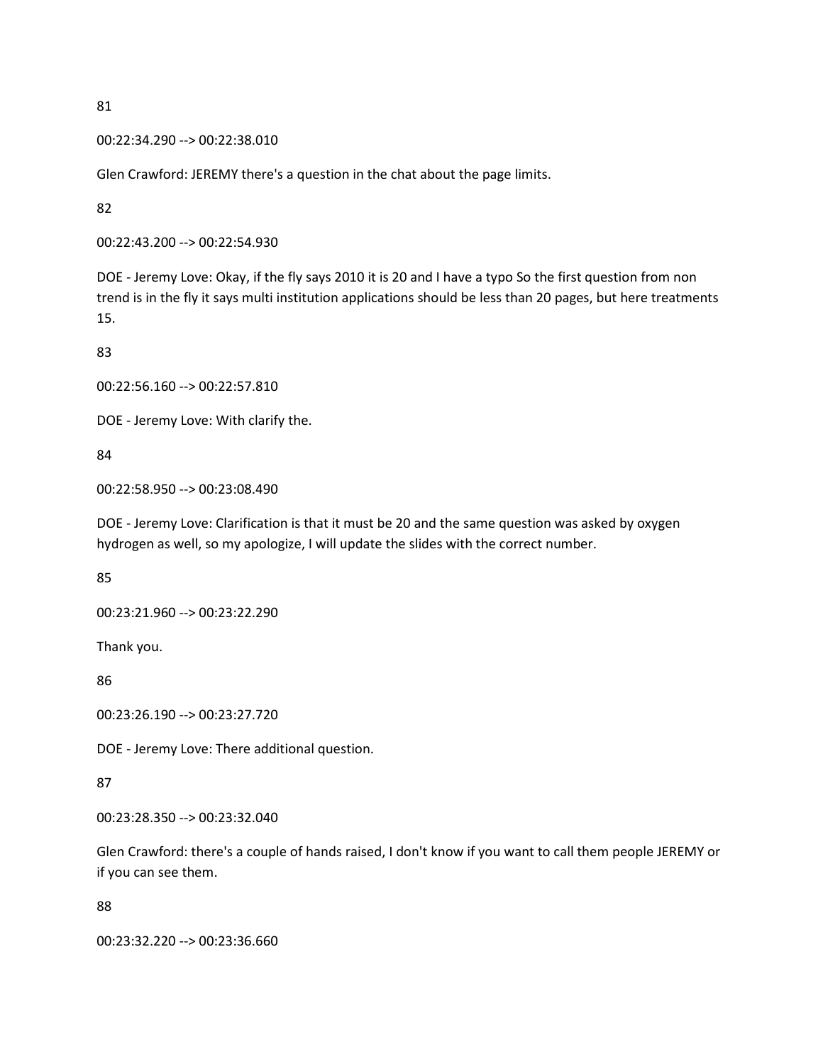81

00:22:34.290 --> 00:22:38.010

Glen Crawford: JEREMY there's a question in the chat about the page limits.

82

00:22:43.200 --> 00:22:54.930

DOE - Jeremy Love: Okay, if the fly says 2010 it is 20 and I have a typo So the first question from non trend is in the fly it says multi institution applications should be less than 20 pages, but here treatments 15.

83

00:22:56.160 --> 00:22:57.810

DOE - Jeremy Love: With clarify the.

84

00:22:58.950 --> 00:23:08.490

DOE - Jeremy Love: Clarification is that it must be 20 and the same question was asked by oxygen hydrogen as well, so my apologize, I will update the slides with the correct number.

85

00:23:21.960 --> 00:23:22.290

Thank you.

86

00:23:26.190 --> 00:23:27.720

DOE - Jeremy Love: There additional question.

87

00:23:28.350 --> 00:23:32.040

Glen Crawford: there's a couple of hands raised, I don't know if you want to call them people JEREMY or if you can see them.

88

00:23:32.220 --> 00:23:36.660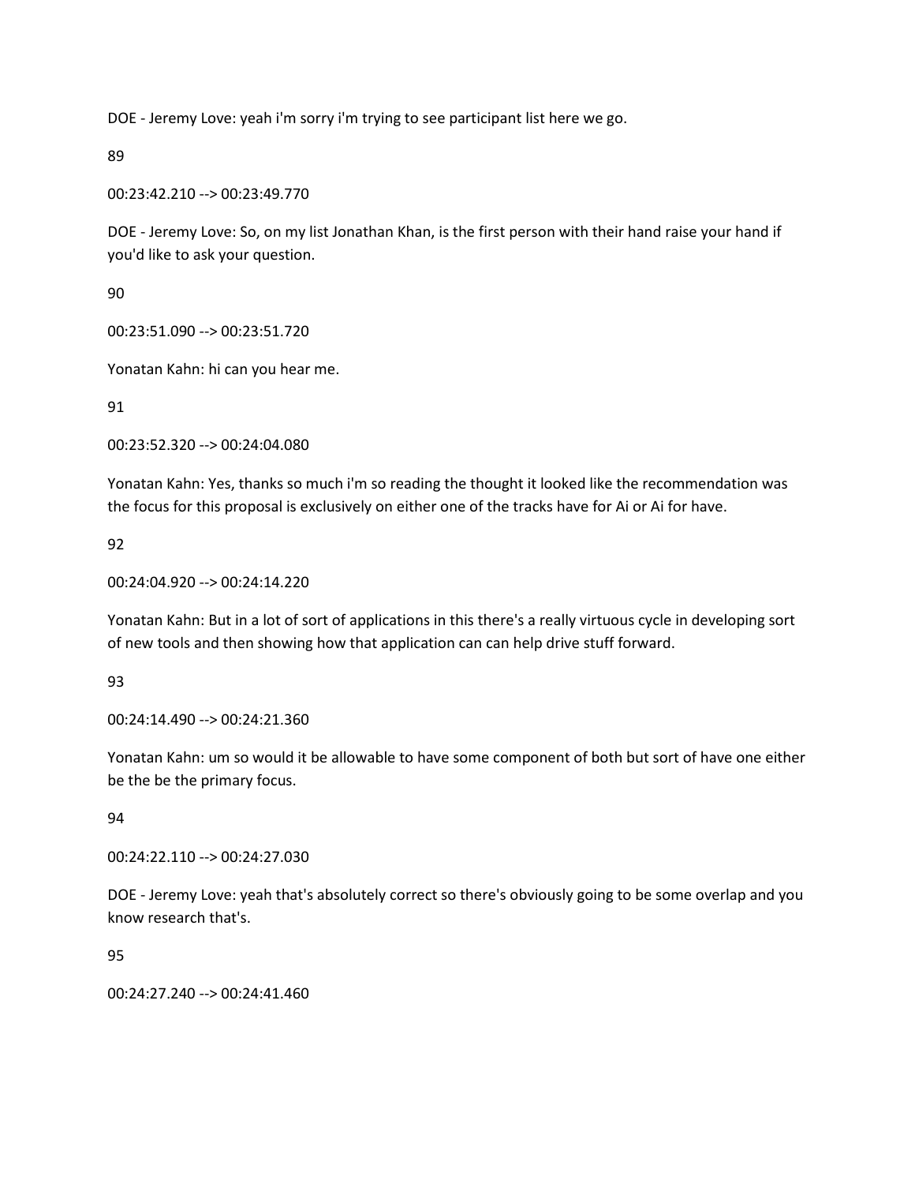DOE - Jeremy Love: yeah i'm sorry i'm trying to see participant list here we go.

89

00:23:42.210 --> 00:23:49.770

DOE - Jeremy Love: So, on my list Jonathan Khan, is the first person with their hand raise your hand if you'd like to ask your question.

90

00:23:51.090 --> 00:23:51.720

Yonatan Kahn: hi can you hear me.

91

00:23:52.320 --> 00:24:04.080

Yonatan Kahn: Yes, thanks so much i'm so reading the thought it looked like the recommendation was the focus for this proposal is exclusively on either one of the tracks have for Ai or Ai for have.

92

00:24:04.920 --> 00:24:14.220

Yonatan Kahn: But in a lot of sort of applications in this there's a really virtuous cycle in developing sort of new tools and then showing how that application can can help drive stuff forward.

93

00:24:14.490 --> 00:24:21.360

Yonatan Kahn: um so would it be allowable to have some component of both but sort of have one either be the be the primary focus.

94

00:24:22.110 --> 00:24:27.030

DOE - Jeremy Love: yeah that's absolutely correct so there's obviously going to be some overlap and you know research that's.

95

00:24:27.240 --> 00:24:41.460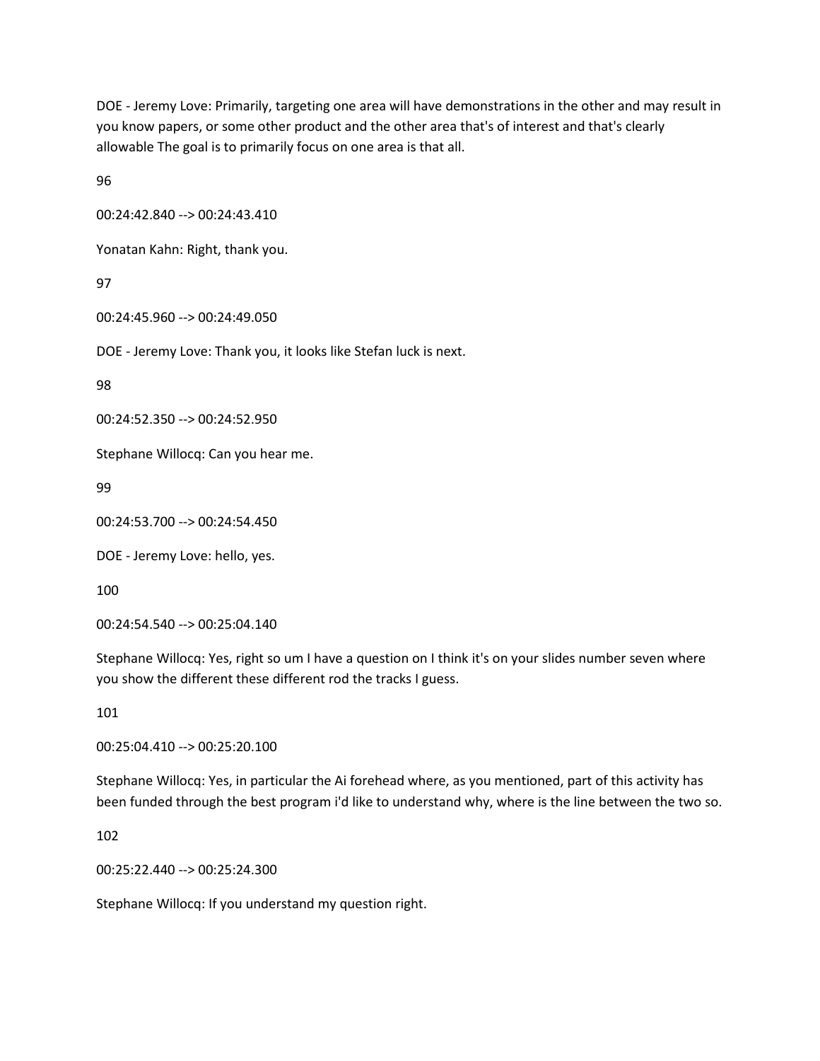DOE - Jeremy Love: Primarily, targeting one area will have demonstrations in the other and may result in you know papers, or some other product and the other area that's of interest and that's clearly allowable The goal is to primarily focus on one area is that all.

96

00:24:42.840 --> 00:24:43.410

Yonatan Kahn: Right, thank you.

97

00:24:45.960 --> 00:24:49.050

DOE - Jeremy Love: Thank you, it looks like Stefan luck is next.

98

00:24:52.350 --> 00:24:52.950

Stephane Willocq: Can you hear me.

99

00:24:53.700 --> 00:24:54.450

DOE - Jeremy Love: hello, yes.

100

00:24:54.540 --> 00:25:04.140

Stephane Willocq: Yes, right so um I have a question on I think it's on your slides number seven where you show the different these different rod the tracks I guess.

101

00:25:04.410 --> 00:25:20.100

Stephane Willocq: Yes, in particular the Ai forehead where, as you mentioned, part of this activity has been funded through the best program i'd like to understand why, where is the line between the two so.

102

00:25:22.440 --> 00:25:24.300

Stephane Willocq: If you understand my question right.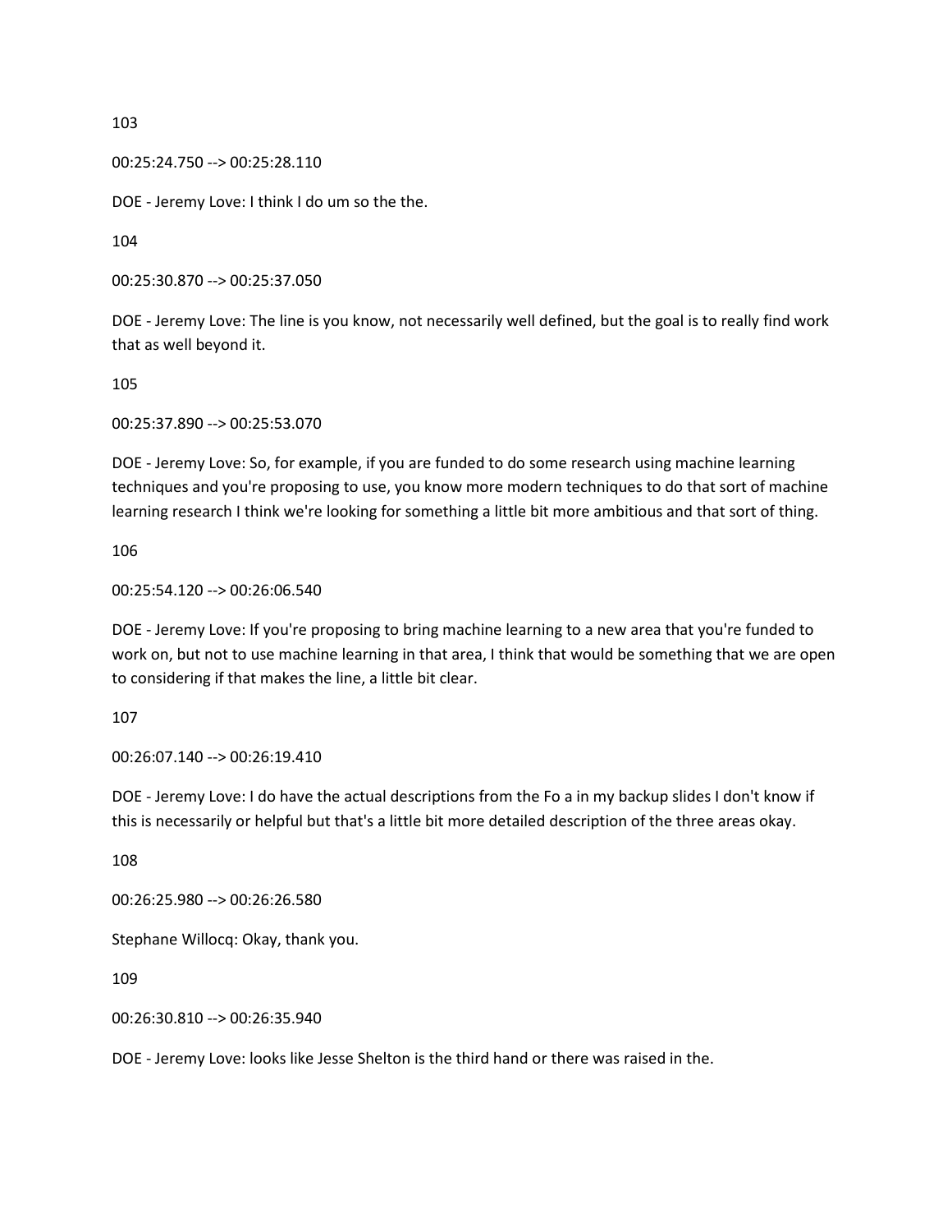103

00:25:24.750 --> 00:25:28.110

DOE - Jeremy Love: I think I do um so the the.

104

00:25:30.870 --> 00:25:37.050

DOE - Jeremy Love: The line is you know, not necessarily well defined, but the goal is to really find work that as well beyond it.

105

00:25:37.890 --> 00:25:53.070

DOE - Jeremy Love: So, for example, if you are funded to do some research using machine learning techniques and you're proposing to use, you know more modern techniques to do that sort of machine learning research I think we're looking for something a little bit more ambitious and that sort of thing.

106

00:25:54.120 --> 00:26:06.540

DOE - Jeremy Love: If you're proposing to bring machine learning to a new area that you're funded to work on, but not to use machine learning in that area, I think that would be something that we are open to considering if that makes the line, a little bit clear.

107

00:26:07.140 --> 00:26:19.410

DOE - Jeremy Love: I do have the actual descriptions from the Fo a in my backup slides I don't know if this is necessarily or helpful but that's a little bit more detailed description of the three areas okay.

108

00:26:25.980 --> 00:26:26.580

Stephane Willocq: Okay, thank you.

109

00:26:30.810 --> 00:26:35.940

DOE - Jeremy Love: looks like Jesse Shelton is the third hand or there was raised in the.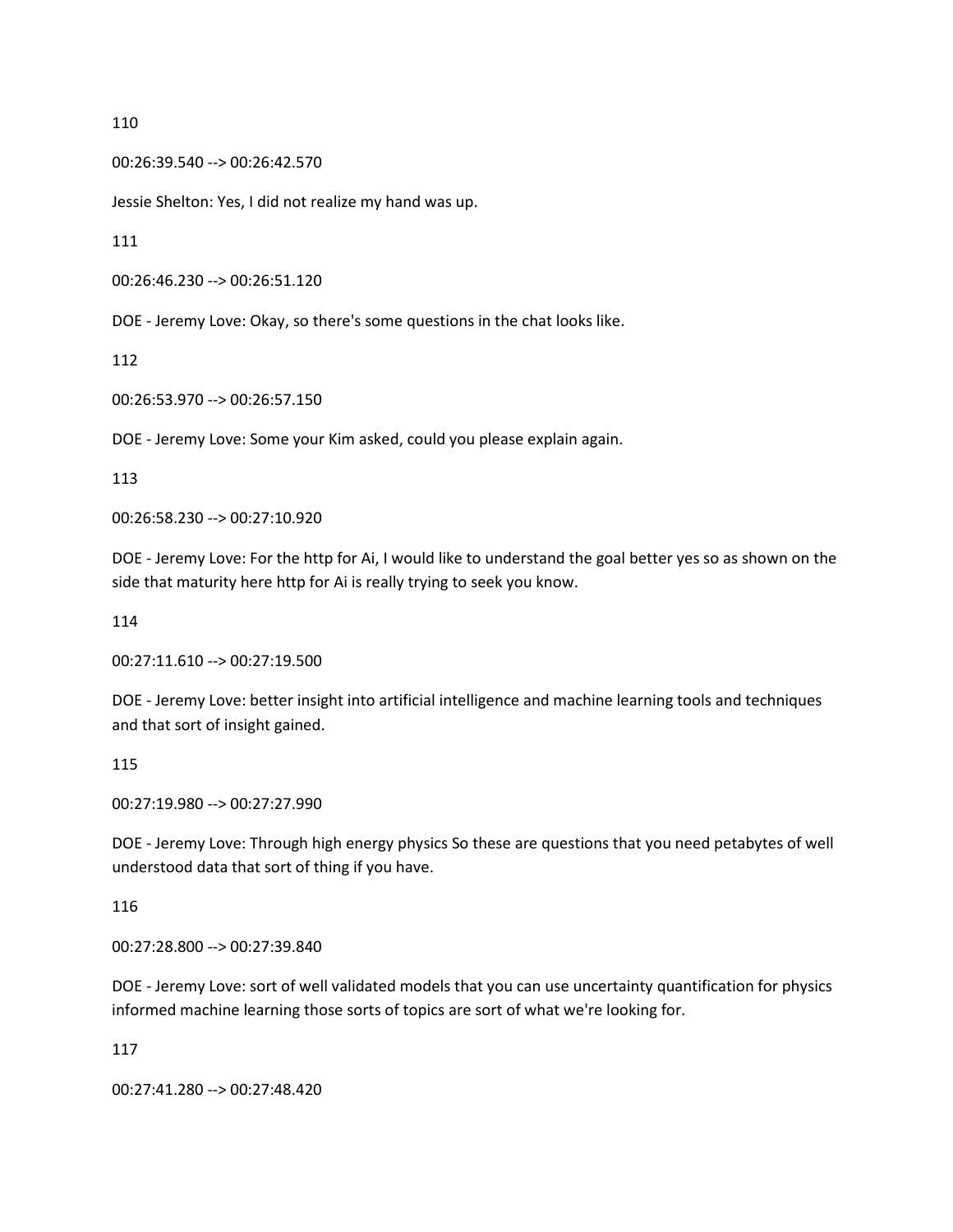110

00:26:39.540 --> 00:26:42.570

Jessie Shelton: Yes, I did not realize my hand was up.

111

00:26:46.230 --> 00:26:51.120

DOE - Jeremy Love: Okay, so there's some questions in the chat looks like.

112

00:26:53.970 --> 00:26:57.150

DOE - Jeremy Love: Some your Kim asked, could you please explain again.

113

00:26:58.230 --> 00:27:10.920

DOE - Jeremy Love: For the http for Ai, I would like to understand the goal better yes so as shown on the side that maturity here http for Ai is really trying to seek you know.

114

00:27:11.610 --> 00:27:19.500

DOE - Jeremy Love: better insight into artificial intelligence and machine learning tools and techniques and that sort of insight gained.

115

00:27:19.980 --> 00:27:27.990

DOE - Jeremy Love: Through high energy physics So these are questions that you need petabytes of well understood data that sort of thing if you have.

116

00:27:28.800 --> 00:27:39.840

DOE - Jeremy Love: sort of well validated models that you can use uncertainty quantification for physics informed machine learning those sorts of topics are sort of what we're looking for.

117

00:27:41.280 --> 00:27:48.420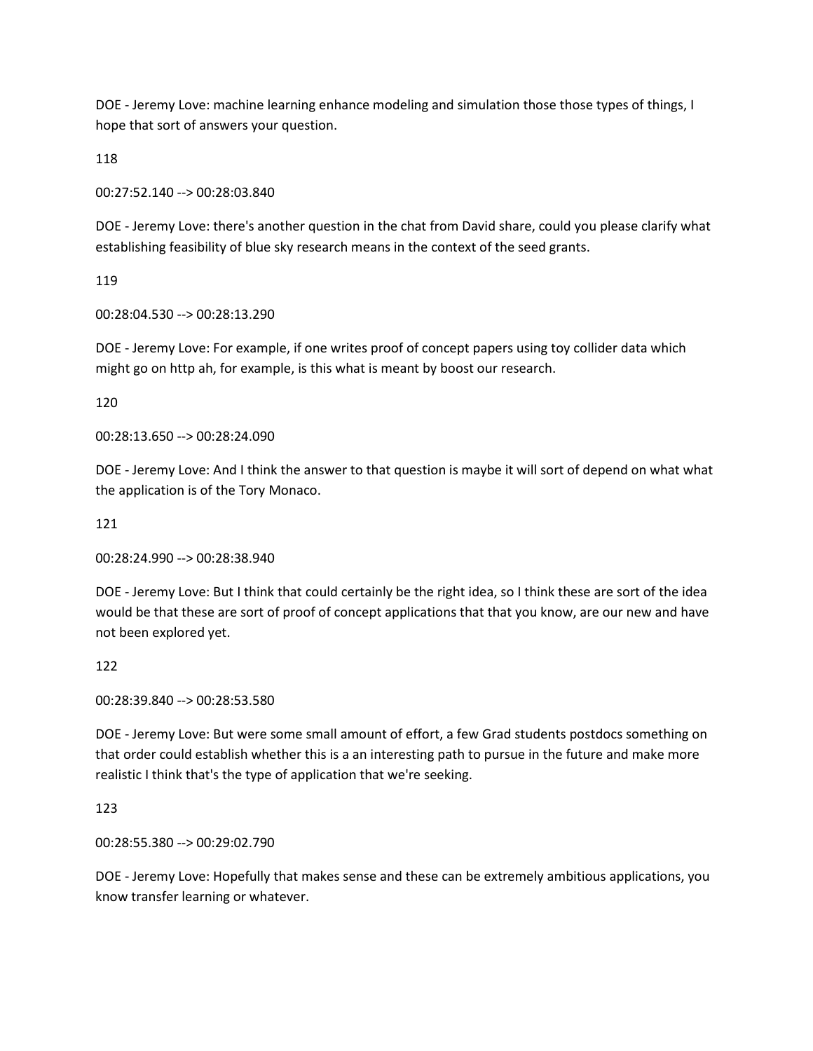DOE - Jeremy Love: machine learning enhance modeling and simulation those those types of things, I hope that sort of answers your question.

118

00:27:52.140 --> 00:28:03.840

DOE - Jeremy Love: there's another question in the chat from David share, could you please clarify what establishing feasibility of blue sky research means in the context of the seed grants.

119

00:28:04.530 --> 00:28:13.290

DOE - Jeremy Love: For example, if one writes proof of concept papers using toy collider data which might go on http ah, for example, is this what is meant by boost our research.

120

00:28:13.650 --> 00:28:24.090

DOE - Jeremy Love: And I think the answer to that question is maybe it will sort of depend on what what the application is of the Tory Monaco.

121

00:28:24.990 --> 00:28:38.940

DOE - Jeremy Love: But I think that could certainly be the right idea, so I think these are sort of the idea would be that these are sort of proof of concept applications that that you know, are our new and have not been explored yet.

122

00:28:39.840 --> 00:28:53.580

DOE - Jeremy Love: But were some small amount of effort, a few Grad students postdocs something on that order could establish whether this is a an interesting path to pursue in the future and make more realistic I think that's the type of application that we're seeking.

123

00:28:55.380 --> 00:29:02.790

DOE - Jeremy Love: Hopefully that makes sense and these can be extremely ambitious applications, you know transfer learning or whatever.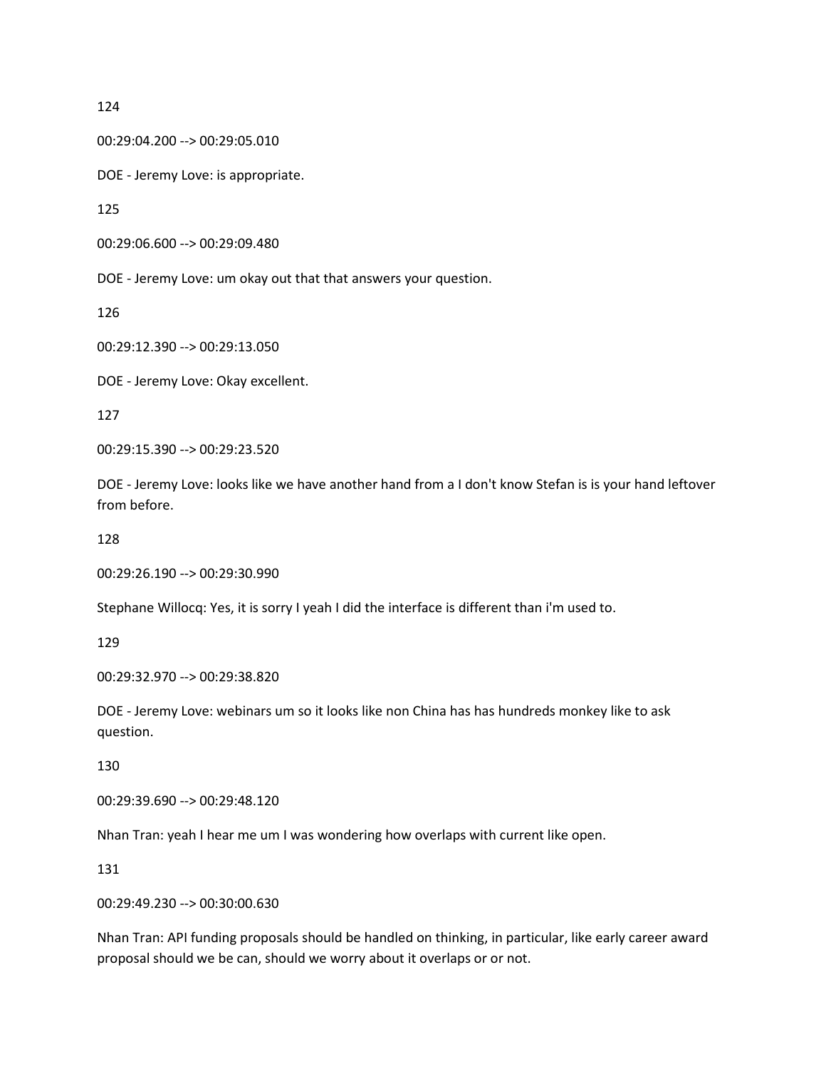124

00:29:04.200 --> 00:29:05.010

DOE - Jeremy Love: is appropriate.

125

00:29:06.600 --> 00:29:09.480

DOE - Jeremy Love: um okay out that that answers your question.

126

00:29:12.390 --> 00:29:13.050

DOE - Jeremy Love: Okay excellent.

127

00:29:15.390 --> 00:29:23.520

DOE - Jeremy Love: looks like we have another hand from a I don't know Stefan is is your hand leftover from before.

128

00:29:26.190 --> 00:29:30.990

Stephane Willocq: Yes, it is sorry I yeah I did the interface is different than i'm used to.

129

00:29:32.970 --> 00:29:38.820

DOE - Jeremy Love: webinars um so it looks like non China has has hundreds monkey like to ask question.

130

00:29:39.690 --> 00:29:48.120

Nhan Tran: yeah I hear me um I was wondering how overlaps with current like open.

131

00:29:49.230 --> 00:30:00.630

Nhan Tran: API funding proposals should be handled on thinking, in particular, like early career award proposal should we be can, should we worry about it overlaps or or not.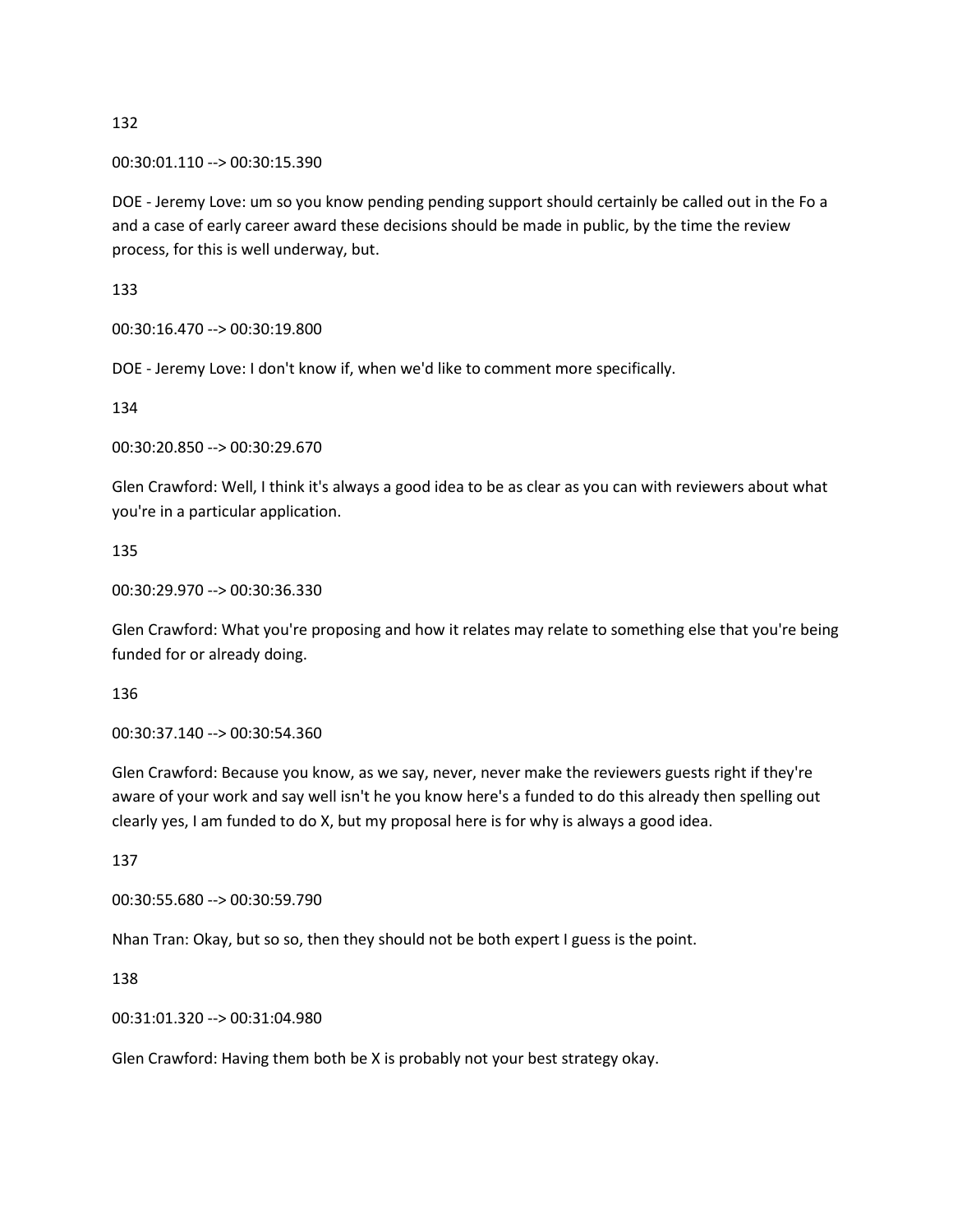132

00:30:01.110 --> 00:30:15.390

DOE - Jeremy Love: um so you know pending pending support should certainly be called out in the Fo a and a case of early career award these decisions should be made in public, by the time the review process, for this is well underway, but.

133

00:30:16.470 --> 00:30:19.800

DOE - Jeremy Love: I don't know if, when we'd like to comment more specifically.

134

00:30:20.850 --> 00:30:29.670

Glen Crawford: Well, I think it's always a good idea to be as clear as you can with reviewers about what you're in a particular application.

135

00:30:29.970 --> 00:30:36.330

Glen Crawford: What you're proposing and how it relates may relate to something else that you're being funded for or already doing.

136

00:30:37.140 --> 00:30:54.360

Glen Crawford: Because you know, as we say, never, never make the reviewers guests right if they're aware of your work and say well isn't he you know here's a funded to do this already then spelling out clearly yes, I am funded to do X, but my proposal here is for why is always a good idea.

137

00:30:55.680 --> 00:30:59.790

Nhan Tran: Okay, but so so, then they should not be both expert I guess is the point.

138

00:31:01.320 --> 00:31:04.980

Glen Crawford: Having them both be X is probably not your best strategy okay.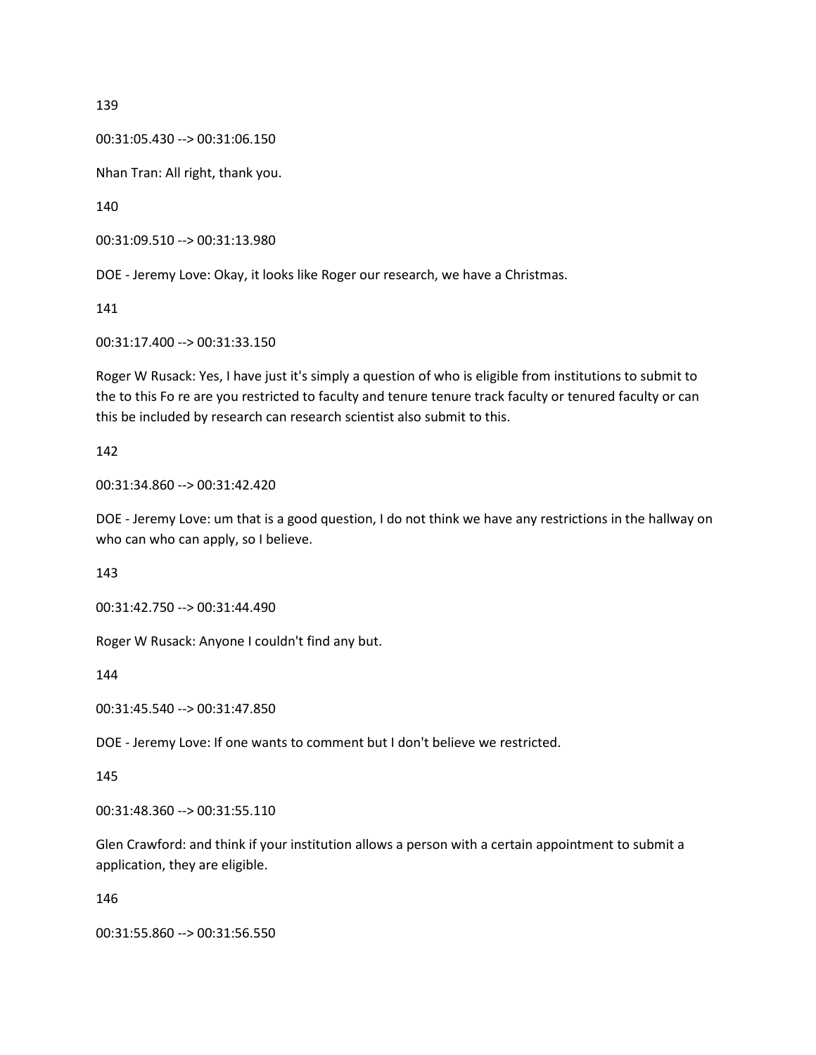139

00:31:05.430 --> 00:31:06.150

Nhan Tran: All right, thank you.

140

00:31:09.510 --> 00:31:13.980

DOE - Jeremy Love: Okay, it looks like Roger our research, we have a Christmas.

141

00:31:17.400 --> 00:31:33.150

Roger W Rusack: Yes, I have just it's simply a question of who is eligible from institutions to submit to the to this Fo re are you restricted to faculty and tenure tenure track faculty or tenured faculty or can this be included by research can research scientist also submit to this.

142

00:31:34.860 --> 00:31:42.420

DOE - Jeremy Love: um that is a good question, I do not think we have any restrictions in the hallway on who can who can apply, so I believe.

143

00:31:42.750 --> 00:31:44.490

Roger W Rusack: Anyone I couldn't find any but.

144

00:31:45.540 --> 00:31:47.850

DOE - Jeremy Love: If one wants to comment but I don't believe we restricted.

145

00:31:48.360 --> 00:31:55.110

Glen Crawford: and think if your institution allows a person with a certain appointment to submit a application, they are eligible.

146

00:31:55.860 --> 00:31:56.550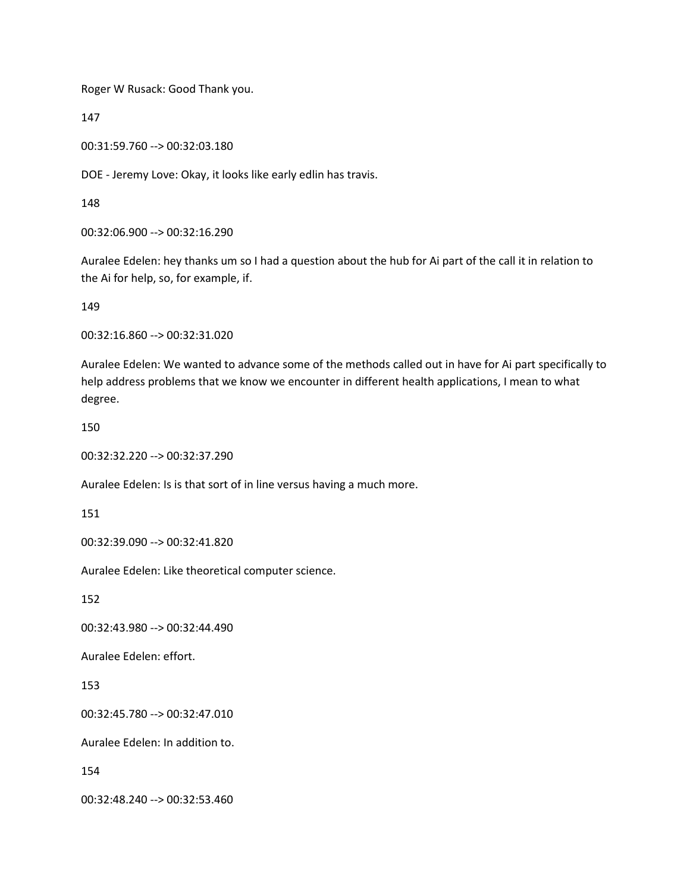Roger W Rusack: Good Thank you.

147

00:31:59.760 --> 00:32:03.180

DOE - Jeremy Love: Okay, it looks like early edlin has travis.

148

00:32:06.900 --> 00:32:16.290

Auralee Edelen: hey thanks um so I had a question about the hub for Ai part of the call it in relation to the Ai for help, so, for example, if.

149

00:32:16.860 --> 00:32:31.020

Auralee Edelen: We wanted to advance some of the methods called out in have for Ai part specifically to help address problems that we know we encounter in different health applications, I mean to what degree.

150

00:32:32.220 --> 00:32:37.290

Auralee Edelen: Is is that sort of in line versus having a much more.

151

00:32:39.090 --> 00:32:41.820

Auralee Edelen: Like theoretical computer science.

152

00:32:43.980 --> 00:32:44.490

Auralee Edelen: effort.

153

00:32:45.780 --> 00:32:47.010

Auralee Edelen: In addition to.

154

00:32:48.240 --> 00:32:53.460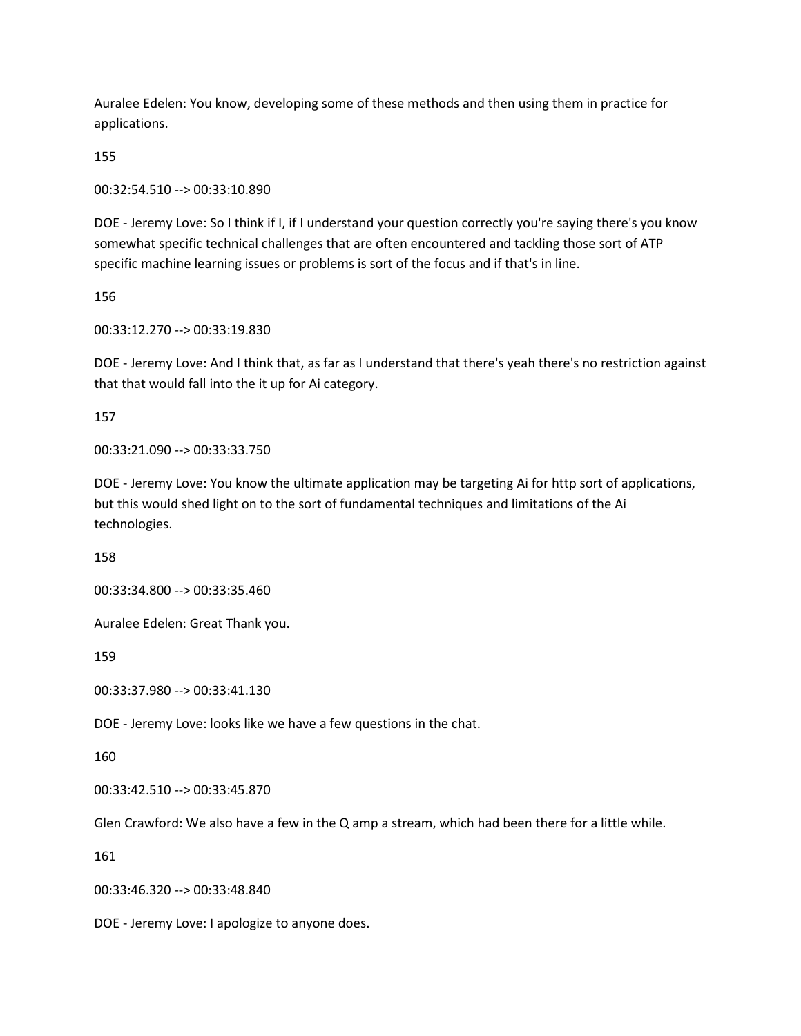Auralee Edelen: You know, developing some of these methods and then using them in practice for applications.

155

00:32:54.510 --> 00:33:10.890

DOE - Jeremy Love: So I think if I, if I understand your question correctly you're saying there's you know somewhat specific technical challenges that are often encountered and tackling those sort of ATP specific machine learning issues or problems is sort of the focus and if that's in line.

156

00:33:12.270 --> 00:33:19.830

DOE - Jeremy Love: And I think that, as far as I understand that there's yeah there's no restriction against that that would fall into the it up for Ai category.

157

00:33:21.090 --> 00:33:33.750

DOE - Jeremy Love: You know the ultimate application may be targeting Ai for http sort of applications, but this would shed light on to the sort of fundamental techniques and limitations of the Ai technologies.

158

00:33:34.800 --> 00:33:35.460

Auralee Edelen: Great Thank you.

159

00:33:37.980 --> 00:33:41.130

DOE - Jeremy Love: looks like we have a few questions in the chat.

160

00:33:42.510 --> 00:33:45.870

Glen Crawford: We also have a few in the Q amp a stream, which had been there for a little while.

161

00:33:46.320 --> 00:33:48.840

DOE - Jeremy Love: I apologize to anyone does.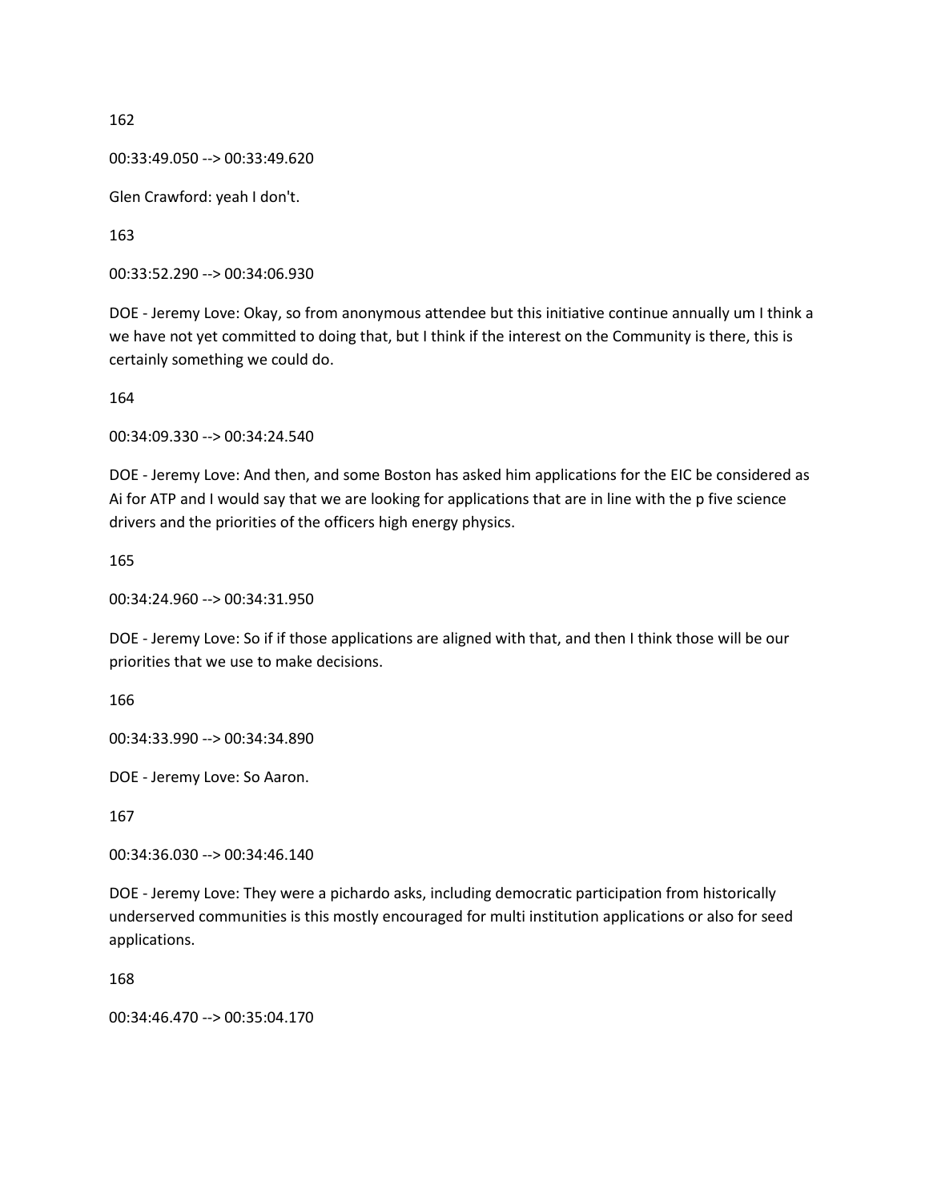162

00:33:49.050 --> 00:33:49.620

Glen Crawford: yeah I don't.

163

00:33:52.290 --> 00:34:06.930

DOE - Jeremy Love: Okay, so from anonymous attendee but this initiative continue annually um I think a we have not yet committed to doing that, but I think if the interest on the Community is there, this is certainly something we could do.

164

00:34:09.330 --> 00:34:24.540

DOE - Jeremy Love: And then, and some Boston has asked him applications for the EIC be considered as Ai for ATP and I would say that we are looking for applications that are in line with the p five science drivers and the priorities of the officers high energy physics.

165

00:34:24.960 --> 00:34:31.950

DOE - Jeremy Love: So if if those applications are aligned with that, and then I think those will be our priorities that we use to make decisions.

166

00:34:33.990 --> 00:34:34.890

DOE - Jeremy Love: So Aaron.

167

00:34:36.030 --> 00:34:46.140

DOE - Jeremy Love: They were a pichardo asks, including democratic participation from historically underserved communities is this mostly encouraged for multi institution applications or also for seed applications.

168

00:34:46.470 --> 00:35:04.170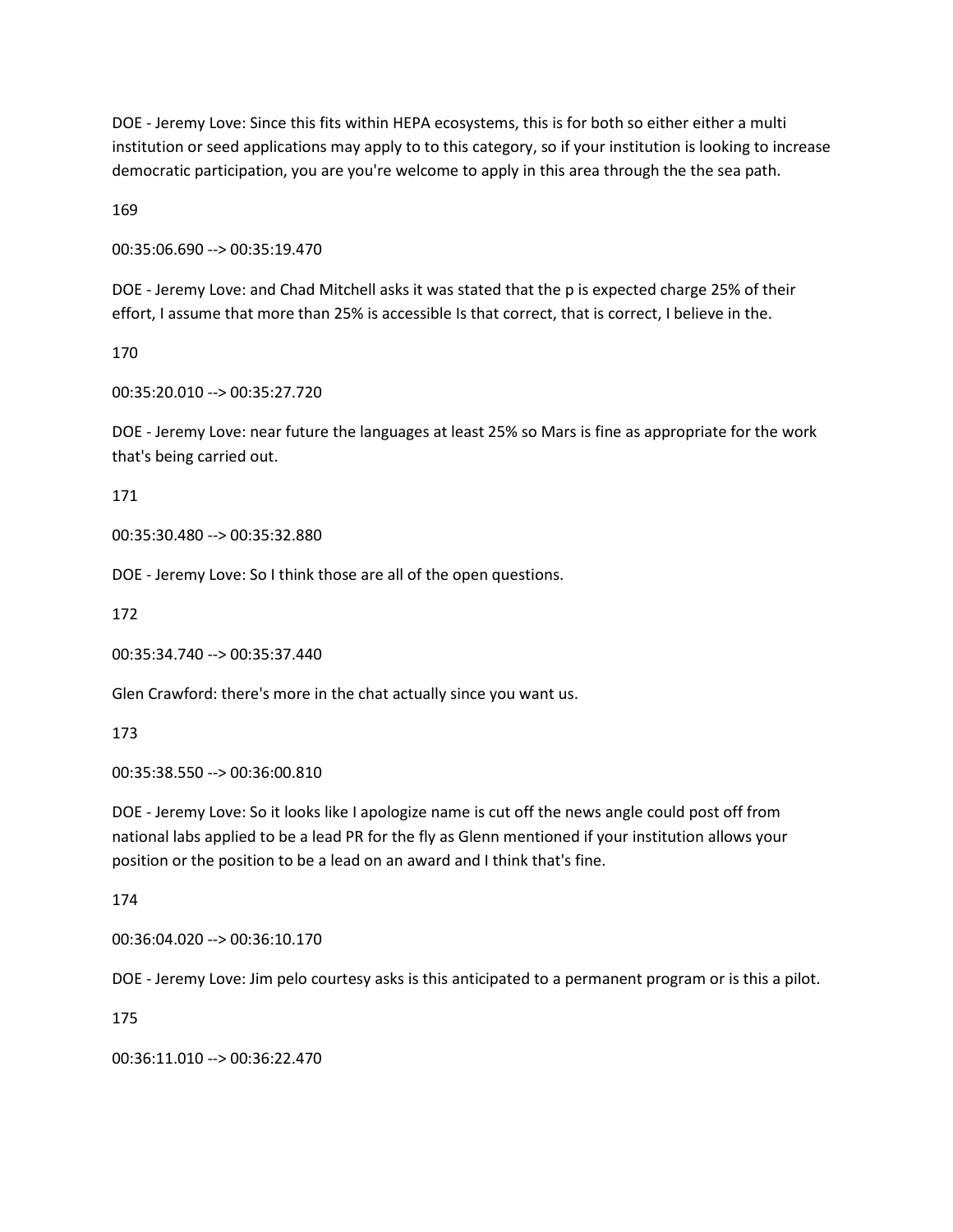DOE - Jeremy Love: Since this fits within HEPA ecosystems, this is for both so either either a multi institution or seed applications may apply to to this category, so if your institution is looking to increase democratic participation, you are you're welcome to apply in this area through the the sea path.

169

00:35:06.690 --> 00:35:19.470

DOE - Jeremy Love: and Chad Mitchell asks it was stated that the p is expected charge 25% of their effort, I assume that more than 25% is accessible Is that correct, that is correct, I believe in the.

170

00:35:20.010 --> 00:35:27.720

DOE - Jeremy Love: near future the languages at least 25% so Mars is fine as appropriate for the work that's being carried out.

171

00:35:30.480 --> 00:35:32.880

DOE - Jeremy Love: So I think those are all of the open questions.

172

00:35:34.740 --> 00:35:37.440

Glen Crawford: there's more in the chat actually since you want us.

173

00:35:38.550 --> 00:36:00.810

DOE - Jeremy Love: So it looks like I apologize name is cut off the news angle could post off from national labs applied to be a lead PR for the fly as Glenn mentioned if your institution allows your position or the position to be a lead on an award and I think that's fine.

174

00:36:04.020 --> 00:36:10.170

DOE - Jeremy Love: Jim pelo courtesy asks is this anticipated to a permanent program or is this a pilot.

175

00:36:11.010 --> 00:36:22.470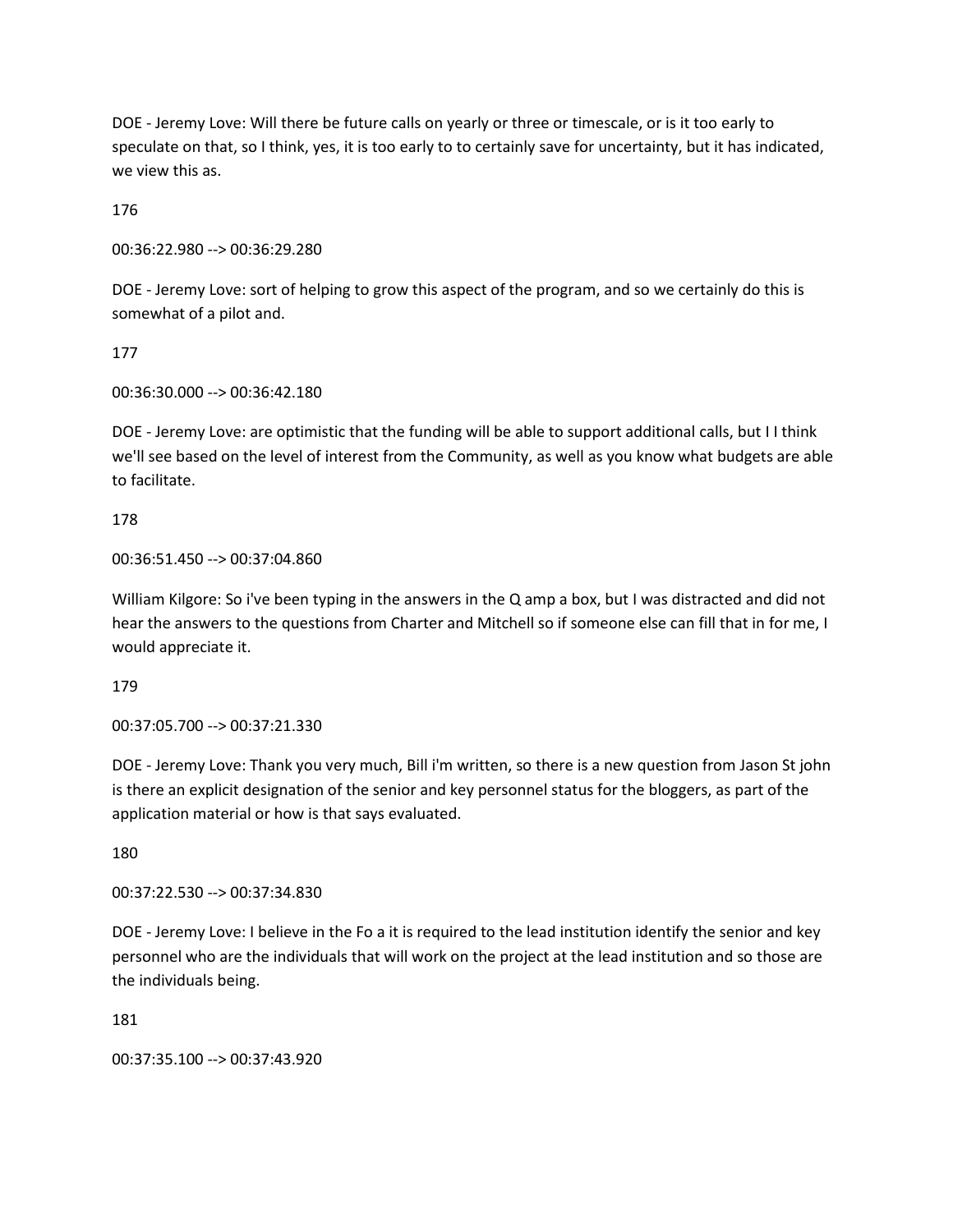DOE - Jeremy Love: Will there be future calls on yearly or three or timescale, or is it too early to speculate on that, so I think, yes, it is too early to to certainly save for uncertainty, but it has indicated, we view this as.

176

00:36:22.980 --> 00:36:29.280

DOE - Jeremy Love: sort of helping to grow this aspect of the program, and so we certainly do this is somewhat of a pilot and.

177

00:36:30.000 --> 00:36:42.180

DOE - Jeremy Love: are optimistic that the funding will be able to support additional calls, but I I think we'll see based on the level of interest from the Community, as well as you know what budgets are able to facilitate.

178

00:36:51.450 --> 00:37:04.860

William Kilgore: So i've been typing in the answers in the Q amp a box, but I was distracted and did not hear the answers to the questions from Charter and Mitchell so if someone else can fill that in for me, I would appreciate it.

179

00:37:05.700 --> 00:37:21.330

DOE - Jeremy Love: Thank you very much, Bill i'm written, so there is a new question from Jason St john is there an explicit designation of the senior and key personnel status for the bloggers, as part of the application material or how is that says evaluated.

180

00:37:22.530 --> 00:37:34.830

DOE - Jeremy Love: I believe in the Fo a it is required to the lead institution identify the senior and key personnel who are the individuals that will work on the project at the lead institution and so those are the individuals being.

181

00:37:35.100 --> 00:37:43.920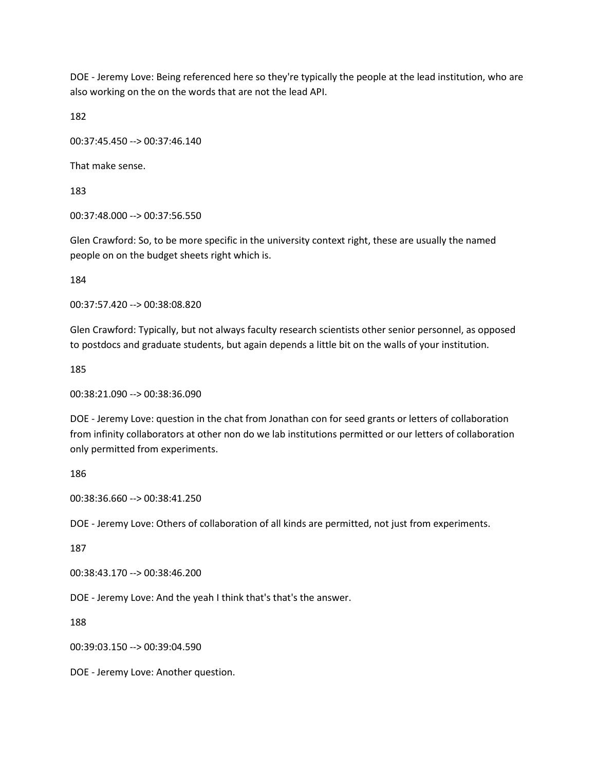DOE - Jeremy Love: Being referenced here so they're typically the people at the lead institution, who are also working on the on the words that are not the lead API.

182

00:37:45.450 --> 00:37:46.140

That make sense.

183

00:37:48.000 --> 00:37:56.550

Glen Crawford: So, to be more specific in the university context right, these are usually the named people on on the budget sheets right which is.

184

00:37:57.420 --> 00:38:08.820

Glen Crawford: Typically, but not always faculty research scientists other senior personnel, as opposed to postdocs and graduate students, but again depends a little bit on the walls of your institution.

185

00:38:21.090 --> 00:38:36.090

DOE - Jeremy Love: question in the chat from Jonathan con for seed grants or letters of collaboration from infinity collaborators at other non do we lab institutions permitted or our letters of collaboration only permitted from experiments.

186

00:38:36.660 --> 00:38:41.250

DOE - Jeremy Love: Others of collaboration of all kinds are permitted, not just from experiments.

187

00:38:43.170 --> 00:38:46.200

DOE - Jeremy Love: And the yeah I think that's that's the answer.

188

00:39:03.150 --> 00:39:04.590

DOE - Jeremy Love: Another question.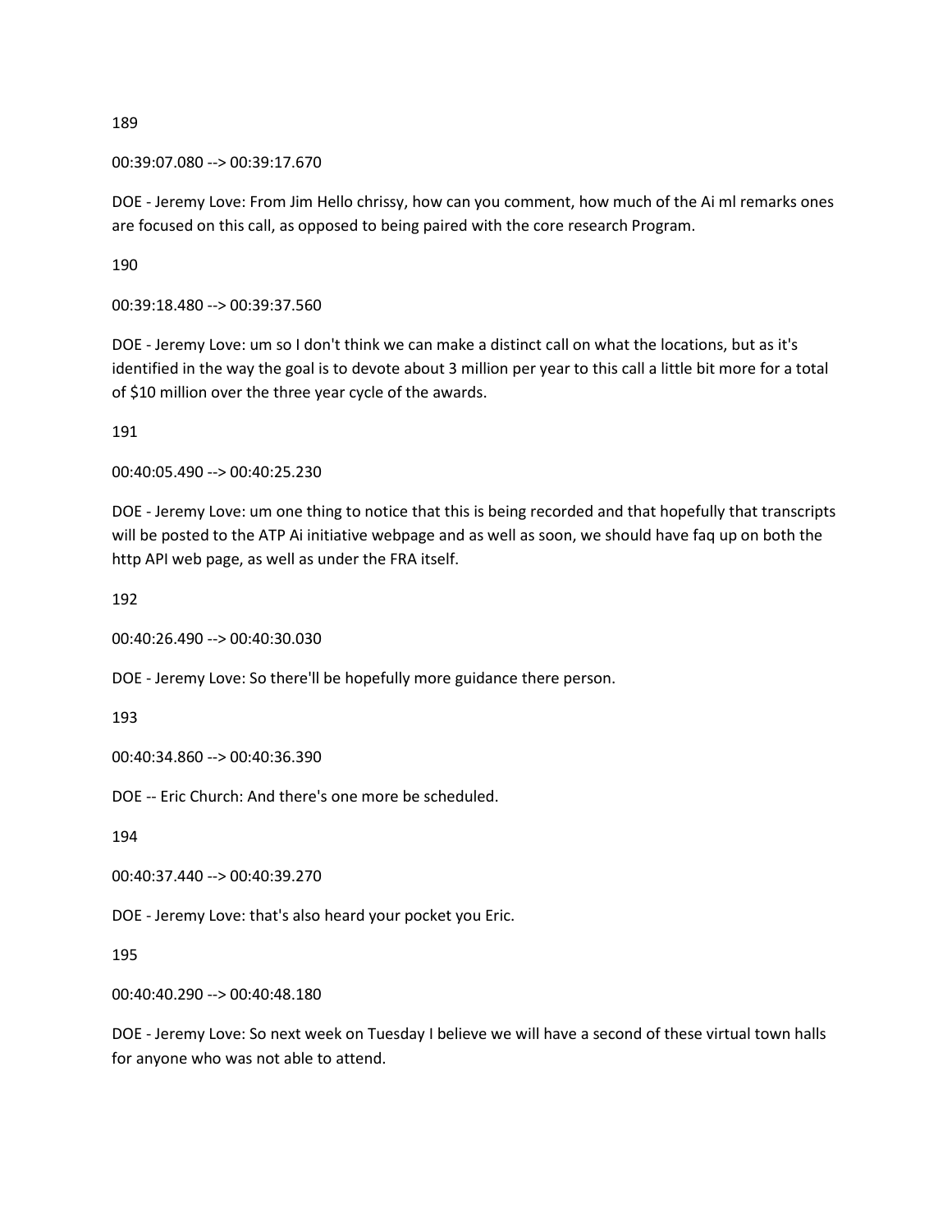189

00:39:07.080 --> 00:39:17.670

DOE - Jeremy Love: From Jim Hello chrissy, how can you comment, how much of the Ai ml remarks ones are focused on this call, as opposed to being paired with the core research Program.

190

00:39:18.480 --> 00:39:37.560

DOE - Jeremy Love: um so I don't think we can make a distinct call on what the locations, but as it's identified in the way the goal is to devote about 3 million per year to this call a little bit more for a total of $10 million over the three year cycle of the awards.

191

00:40:05.490 --> 00:40:25.230

DOE - Jeremy Love: um one thing to notice that this is being recorded and that hopefully that transcripts will be posted to the ATP Ai initiative webpage and as well as soon, we should have faq up on both the http API web page, as well as under the FRA itself.

192

00:40:26.490 --> 00:40:30.030

DOE - Jeremy Love: So there'll be hopefully more guidance there person.

193

00:40:34.860 --> 00:40:36.390

DOE -- Eric Church: And there's one more be scheduled.

194

00:40:37.440 --> 00:40:39.270

DOE - Jeremy Love: that's also heard your pocket you Eric.

195

00:40:40.290 --> 00:40:48.180

DOE - Jeremy Love: So next week on Tuesday I believe we will have a second of these virtual town halls for anyone who was not able to attend.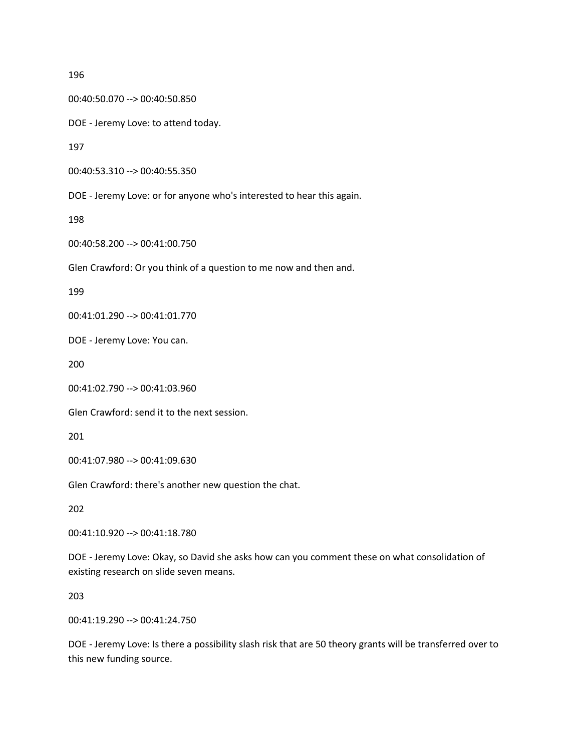196

00:40:50.070 --> 00:40:50.850

DOE - Jeremy Love: to attend today.

197

00:40:53.310 --> 00:40:55.350

DOE - Jeremy Love: or for anyone who's interested to hear this again.

198

00:40:58.200 --> 00:41:00.750

Glen Crawford: Or you think of a question to me now and then and.

199

00:41:01.290 --> 00:41:01.770

DOE - Jeremy Love: You can.

200

00:41:02.790 --> 00:41:03.960

Glen Crawford: send it to the next session.

201

00:41:07.980 --> 00:41:09.630

Glen Crawford: there's another new question the chat.

202

00:41:10.920 --> 00:41:18.780

DOE - Jeremy Love: Okay, so David she asks how can you comment these on what consolidation of existing research on slide seven means.

203

00:41:19.290 --> 00:41:24.750

DOE - Jeremy Love: Is there a possibility slash risk that are 50 theory grants will be transferred over to this new funding source.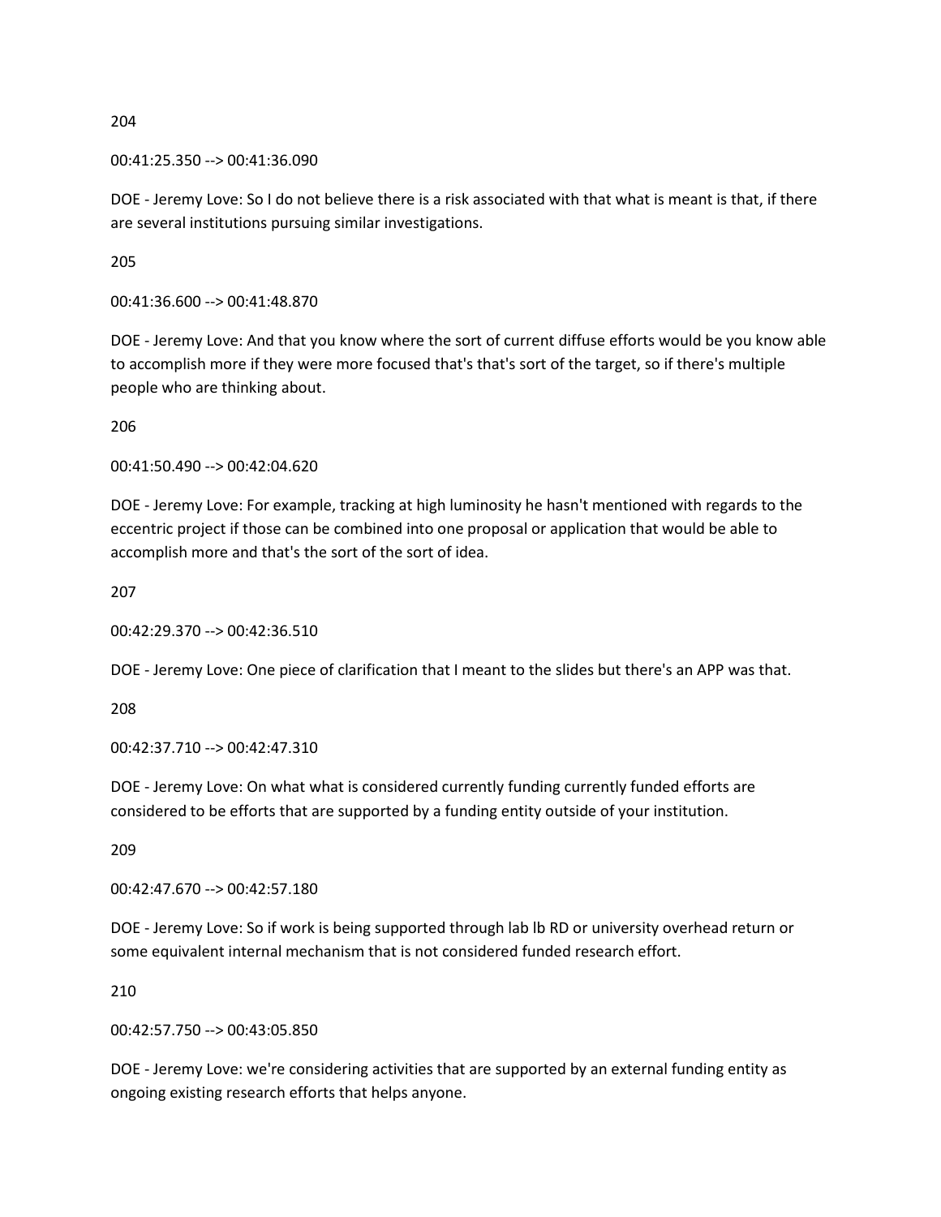204

00:41:25.350 --> 00:41:36.090

DOE - Jeremy Love: So I do not believe there is a risk associated with that what is meant is that, if there are several institutions pursuing similar investigations.

205

00:41:36.600 --> 00:41:48.870

DOE - Jeremy Love: And that you know where the sort of current diffuse efforts would be you know able to accomplish more if they were more focused that's that's sort of the target, so if there's multiple people who are thinking about.

206

00:41:50.490 --> 00:42:04.620

DOE - Jeremy Love: For example, tracking at high luminosity he hasn't mentioned with regards to the eccentric project if those can be combined into one proposal or application that would be able to accomplish more and that's the sort of the sort of idea.

207

00:42:29.370 --> 00:42:36.510

DOE - Jeremy Love: One piece of clarification that I meant to the slides but there's an APP was that.

208

00:42:37.710 --> 00:42:47.310

DOE - Jeremy Love: On what what is considered currently funding currently funded efforts are considered to be efforts that are supported by a funding entity outside of your institution.

209

00:42:47.670 --> 00:42:57.180

DOE - Jeremy Love: So if work is being supported through lab lb RD or university overhead return or some equivalent internal mechanism that is not considered funded research effort.

210

00:42:57.750 --> 00:43:05.850

DOE - Jeremy Love: we're considering activities that are supported by an external funding entity as ongoing existing research efforts that helps anyone.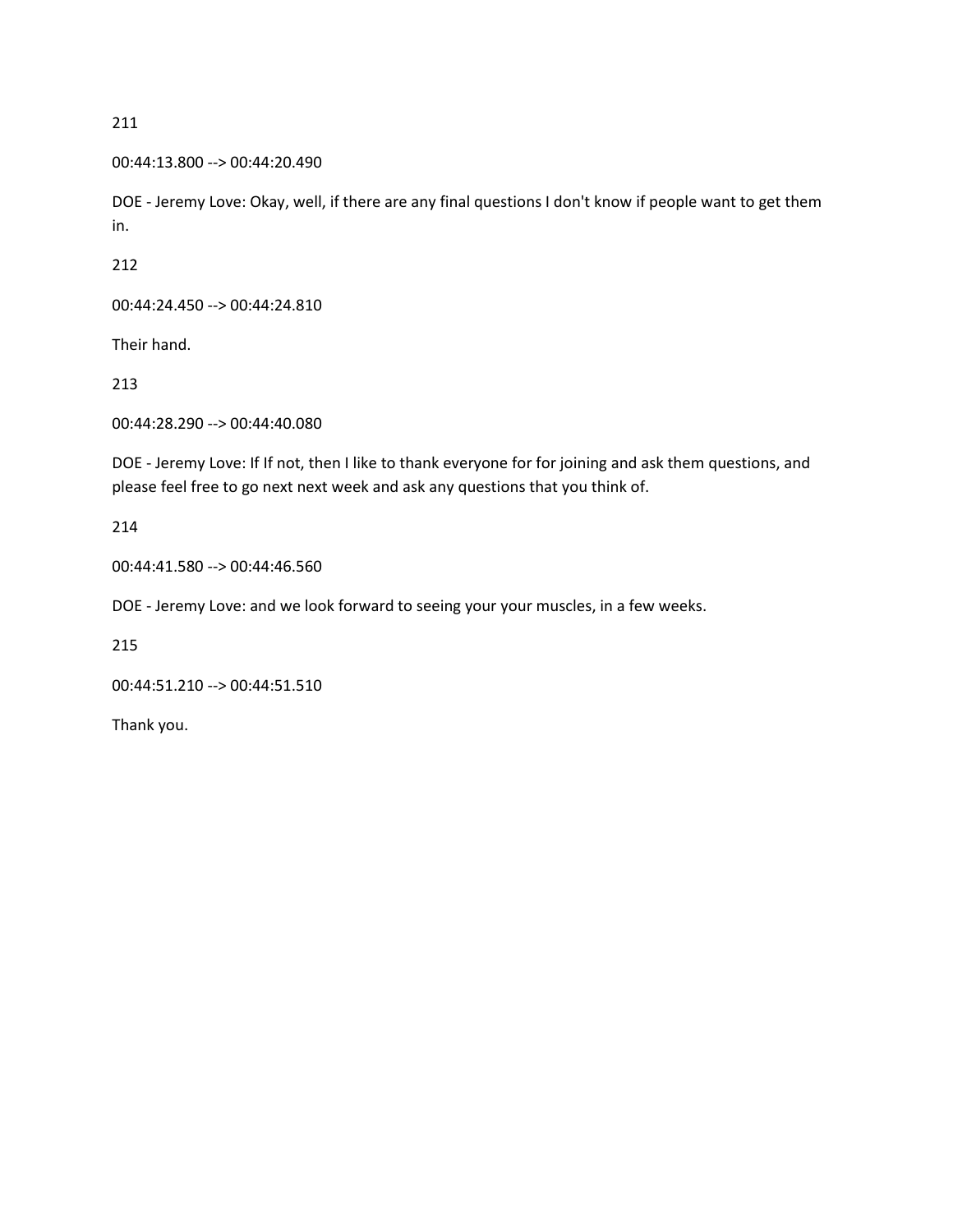211

00:44:13.800 --> 00:44:20.490

DOE - Jeremy Love: Okay, well, if there are any final questions I don't know if people want to get them in.

212

00:44:24.450 --> 00:44:24.810

Their hand.

213

00:44:28.290 --> 00:44:40.080

DOE - Jeremy Love: If If not, then I like to thank everyone for for joining and ask them questions, and please feel free to go next next week and ask any questions that you think of.

214

00:44:41.580 --> 00:44:46.560

DOE - Jeremy Love: and we look forward to seeing your your muscles, in a few weeks.

215

00:44:51.210 --> 00:44:51.510

Thank you.